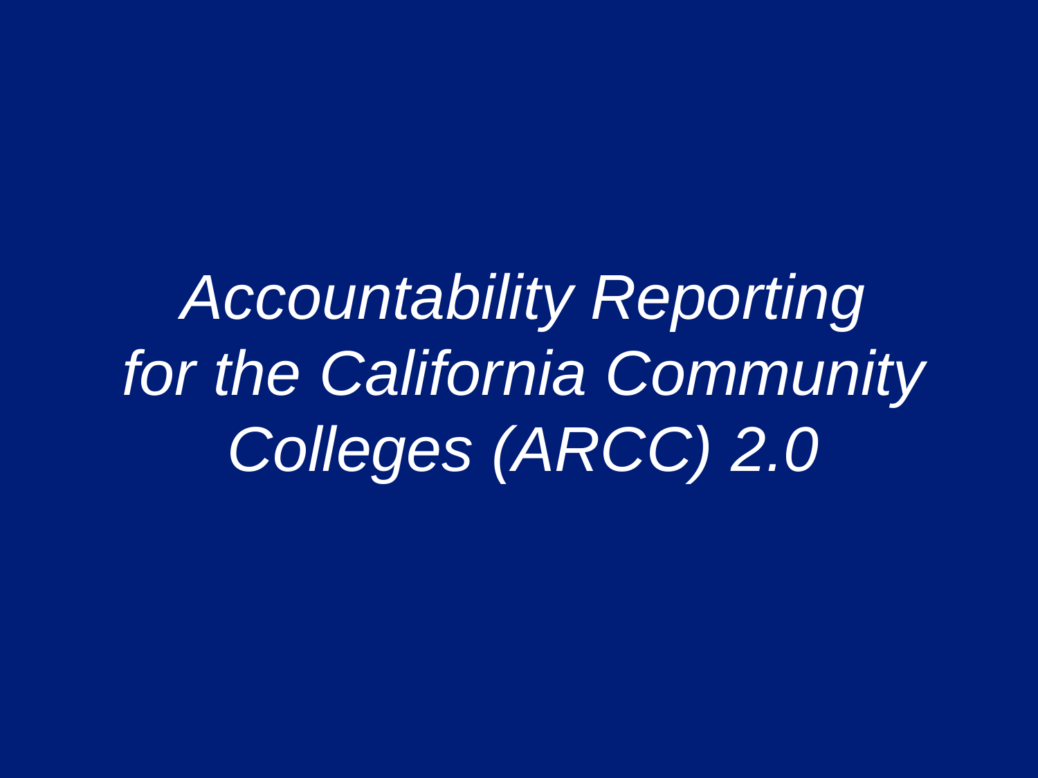# *Accountability Reporting for the California Community Colleges (ARCC) 2.0*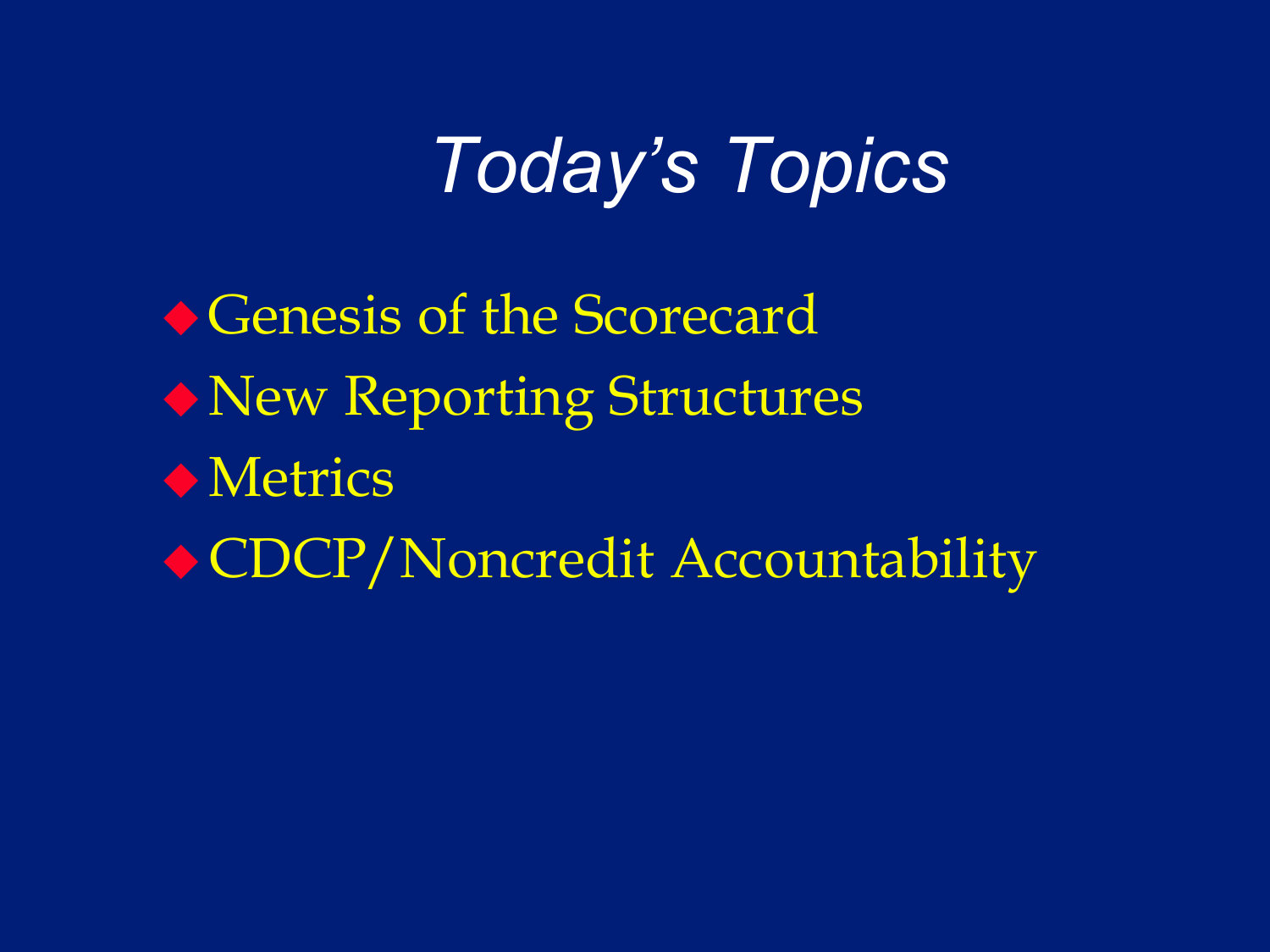# *Today's Topics*

- Genesis of the Scorecard
- New Reporting Structures
- Metrics
- CDCP/Noncredit Accountability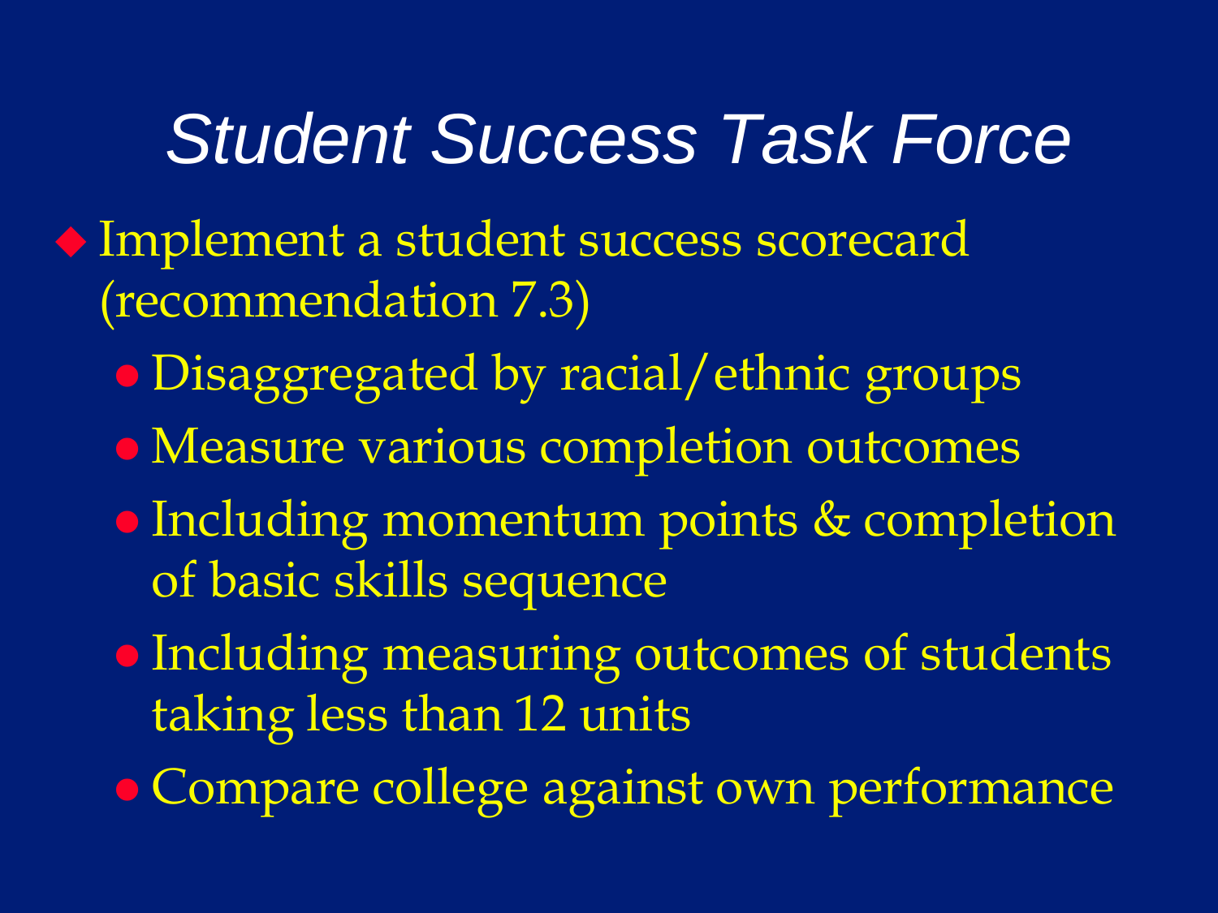# *Student Success Task Force*

- Implement a student success scorecard (recommendation 7.3)
  - Disaggregated by racial/ethnic groups
  - Measure various completion outcomes
  - Including momentum points & completion of basic skills sequence
  - Including measuring outcomes of students taking less than 12 units
  - Compare college against own performance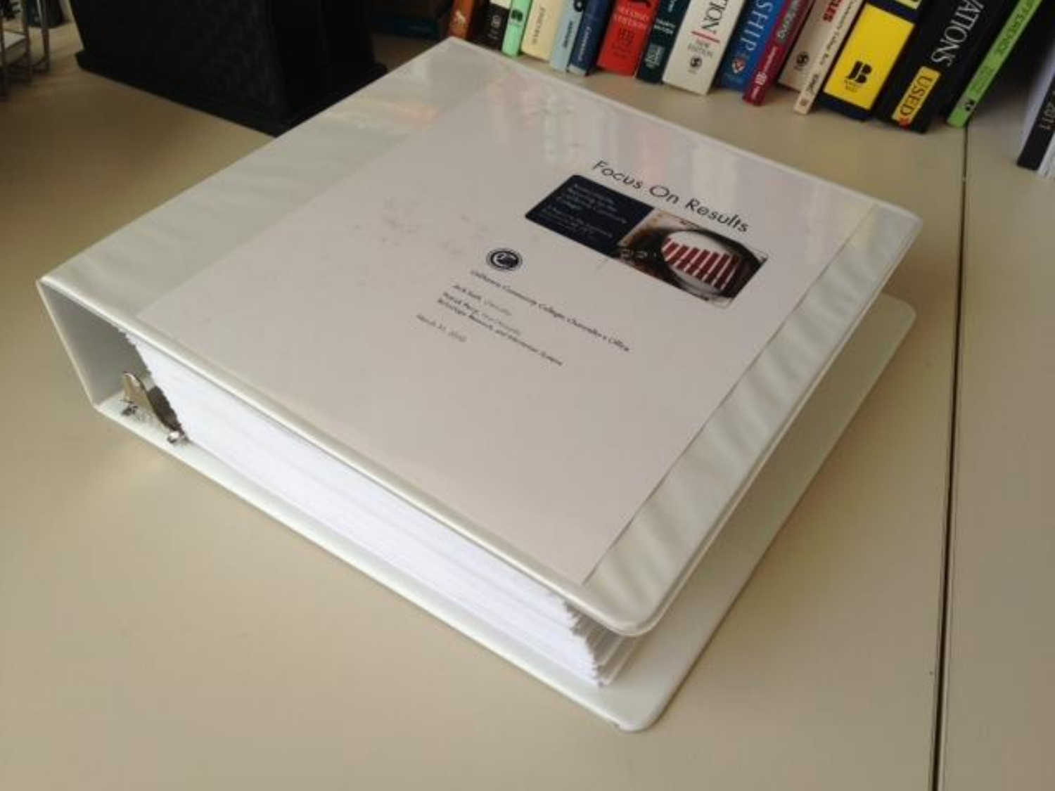Focus On Results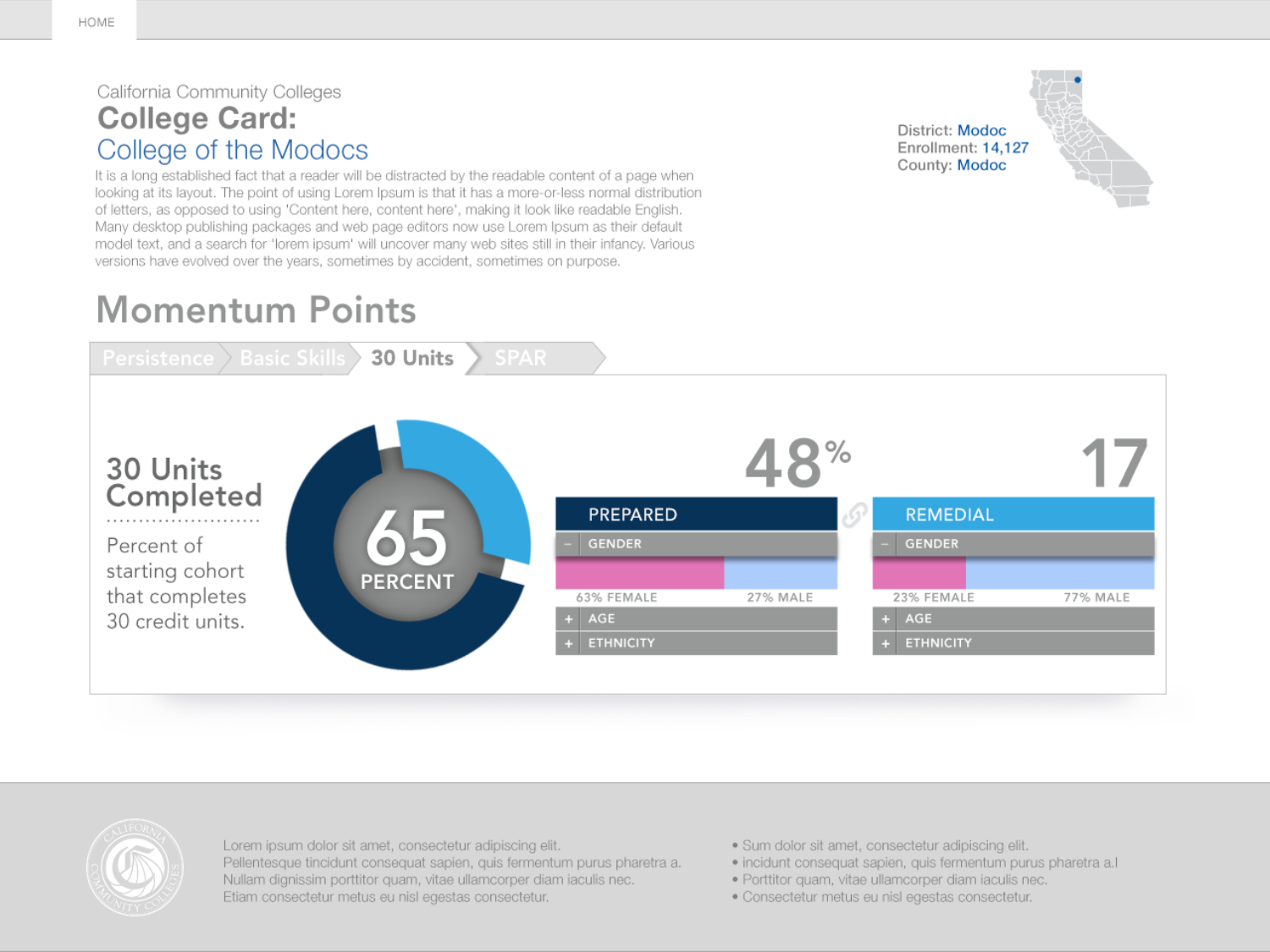HOME

California Community Colleges

# College Card:

## College of the Modocs

It is a long established fact that a reader will be distracted by the readable content of a page when looking at its layout. The point of using Lorem Ipsum is that it has a more-or-less normal distribution of letters, as opposed to using 'Content here, content here', making it look like readable English. Many desktop publishing packages and web page editors now use Lorem Ipsum as their default model text, and a search for 'lorem ipsum' will uncover many web sites still in their infancy. Various versions have evolved over the years, sometimes by accident, sometimes on purpose.

District: Modoc
Enrollment: 14,127
County: Modoc

## Momentum Points

Persistence | Basic Skills | **30 Units** | SPAR

### 30 Units Completed

Percent of starting cohort that completes 30 credit units.

**65** PERCENT

**48%**

**PREPARED**

− GENDER

63% FEMALE | 27% MALE

+ AGE

+ ETHNICITY

**17**

**REMEDIAL**

− GENDER

23% FEMALE | 77% MALE

+ AGE

+ ETHNICITY

Lorem ipsum dolor sit amet, consectetur adipiscing elit.
Pellentesque tincidunt consequat sapien, quis fermentum purus pharetra a.
Nullam dignissim porttitor quam, vitae ullamcorper diam iaculis nec.
Etiam consectetur metus eu nisl egestas consectetur.

- Sum dolor sit amet, consectetur adipiscing elit.
- incidunt consequat sapien, quis fermentum purus pharetra a.l
- Porttitor quam, vitae ullamcorper diam iaculis nec.
- Consectetur metus eu nisl egestas consectetur.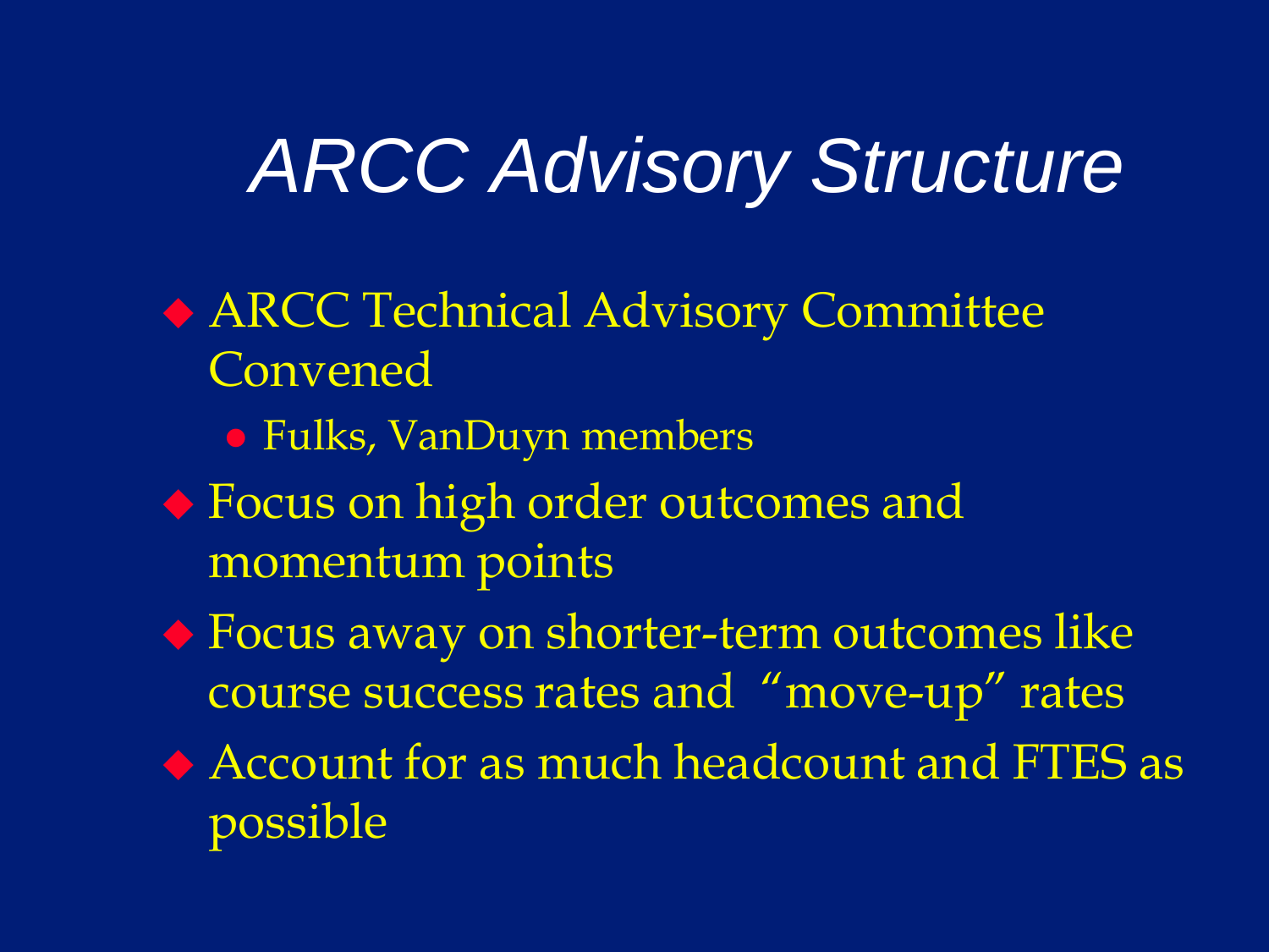# *ARCC Advisory Structure*

- ARCC Technical Advisory Committee Convened
  - Fulks, VanDuyn members
- Focus on high order outcomes and momentum points
- Focus away on shorter-term outcomes like course success rates and "move-up" rates
- Account for as much headcount and FTES as possible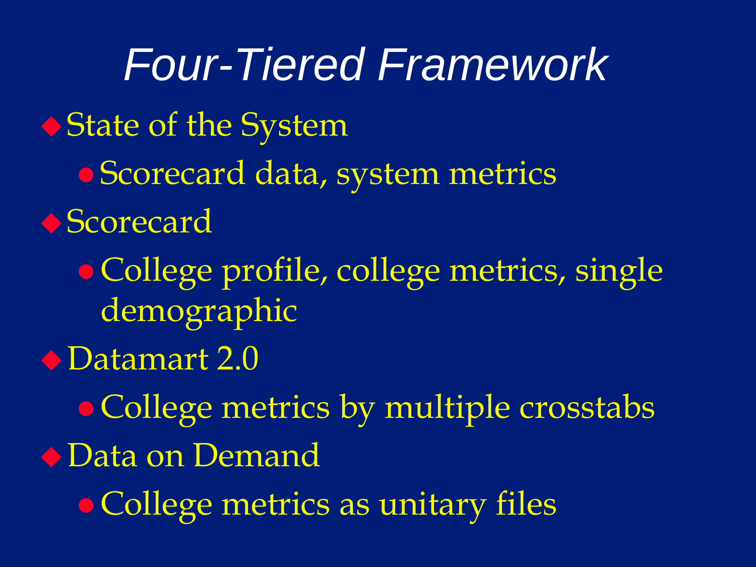# *Four-Tiered Framework*

- State of the System
  - Scorecard data, system metrics
- Scorecard
  - College profile, college metrics, single demographic
- Datamart 2.0
  - College metrics by multiple crosstabs
- Data on Demand
  - College metrics as unitary files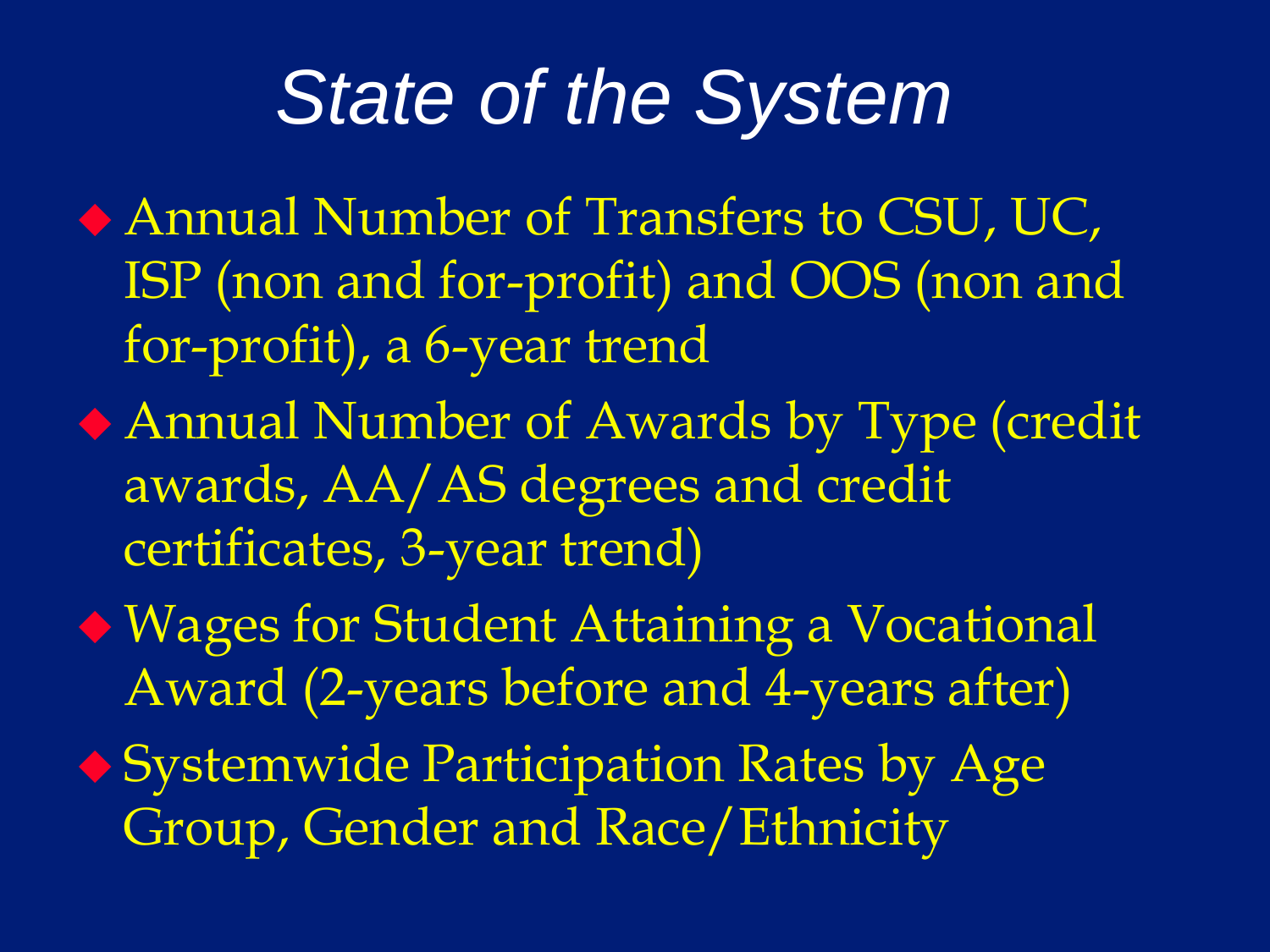# *State of the System*

- Annual Number of Transfers to CSU, UC, ISP (non and for-profit) and OOS (non and for-profit), a 6-year trend
- Annual Number of Awards by Type (credit awards, AA/AS degrees and credit certificates, 3-year trend)
- Wages for Student Attaining a Vocational Award (2-years before and 4-years after)
- Systemwide Participation Rates by Age Group, Gender and Race/Ethnicity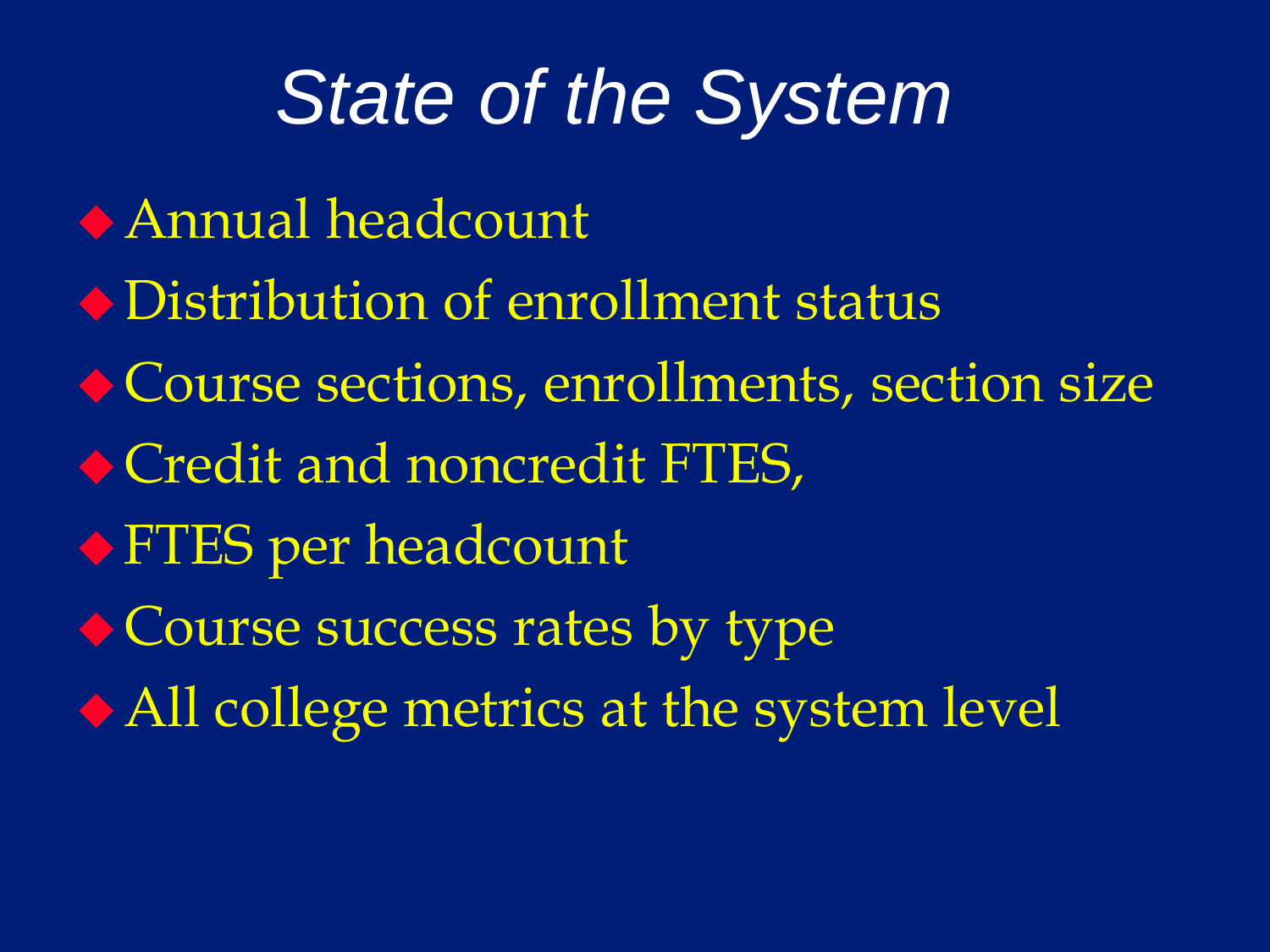# *State of the System*

- Annual headcount
- Distribution of enrollment status
- Course sections, enrollments, section size
- Credit and noncredit FTES,
- FTES per headcount
- Course success rates by type
- All college metrics at the system level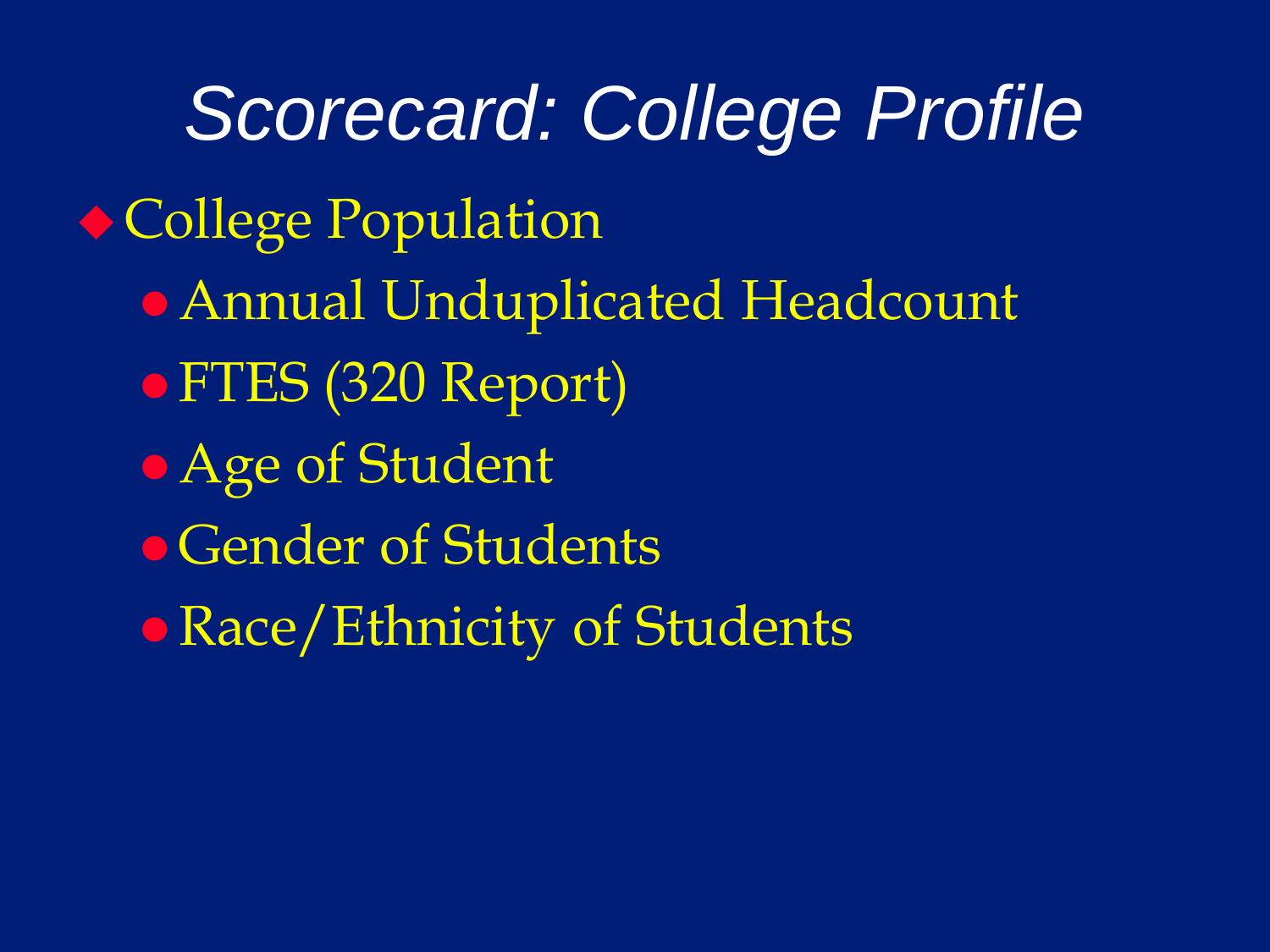# *Scorecard: College Profile*

- College Population
  - Annual Unduplicated Headcount
  - FTES (320 Report)
  - Age of Student
  - Gender of Students
  - Race/Ethnicity of Students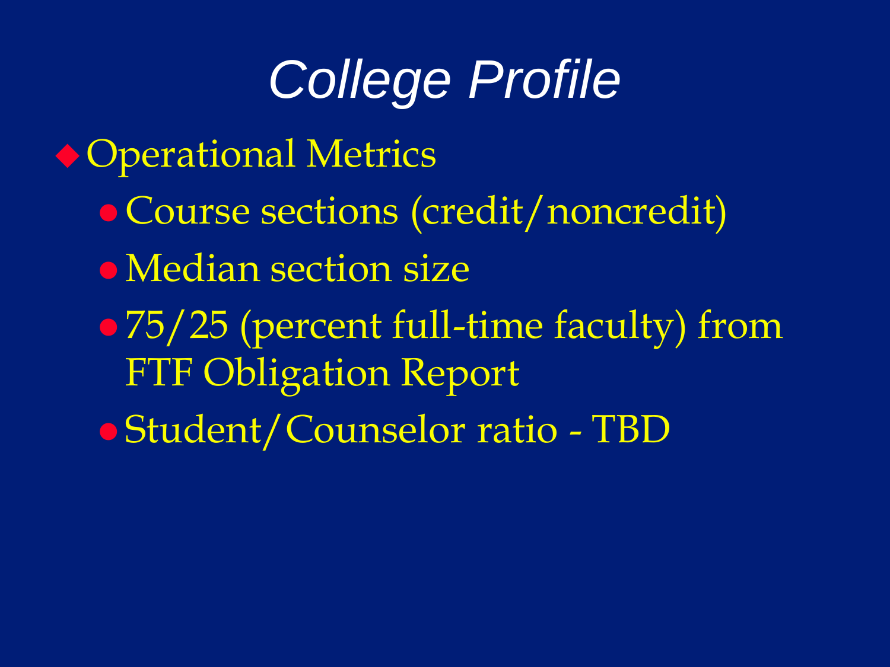# *College Profile*

- Operational Metrics
  - Course sections (credit/noncredit)
  - Median section size
  - 75/25 (percent full-time faculty) from FTF Obligation Report
  - Student/Counselor ratio - TBD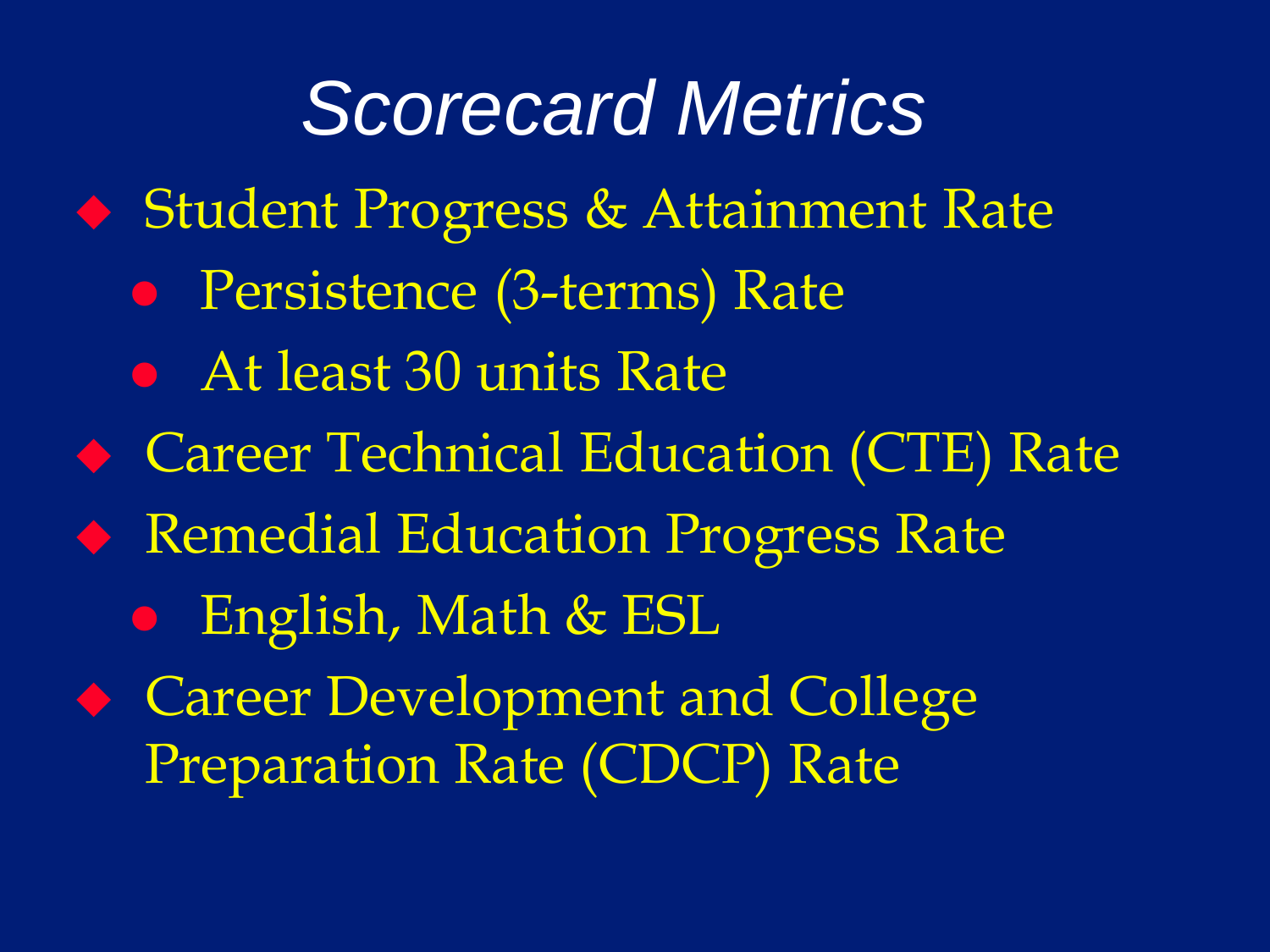# *Scorecard Metrics*

- Student Progress & Attainment Rate
  - Persistence (3-terms) Rate
  - At least 30 units Rate
- Career Technical Education (CTE) Rate
- Remedial Education Progress Rate
  - English, Math & ESL
- Career Development and College Preparation Rate (CDCP) Rate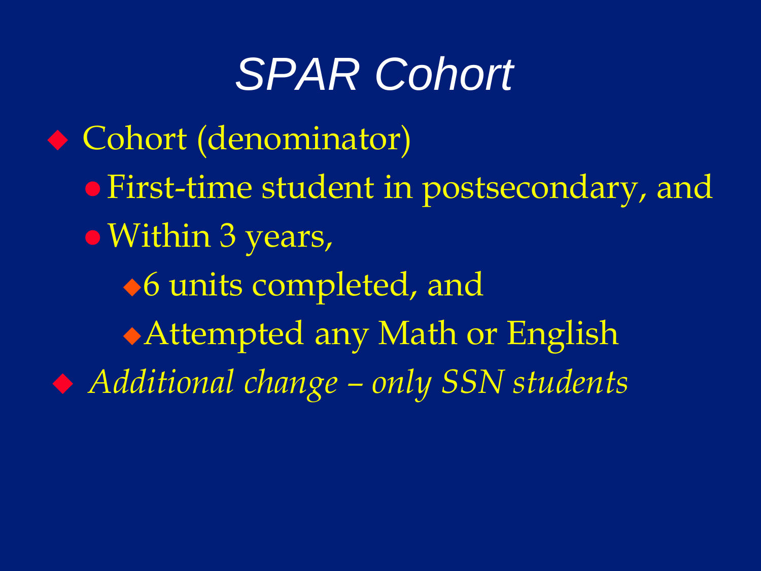# *SPAR Cohort*

- Cohort (denominator)
  - First-time student in postsecondary, and
  - Within 3 years,
    - 6 units completed, and
    - Attempted any Math or English
- *Additional change – only SSN students*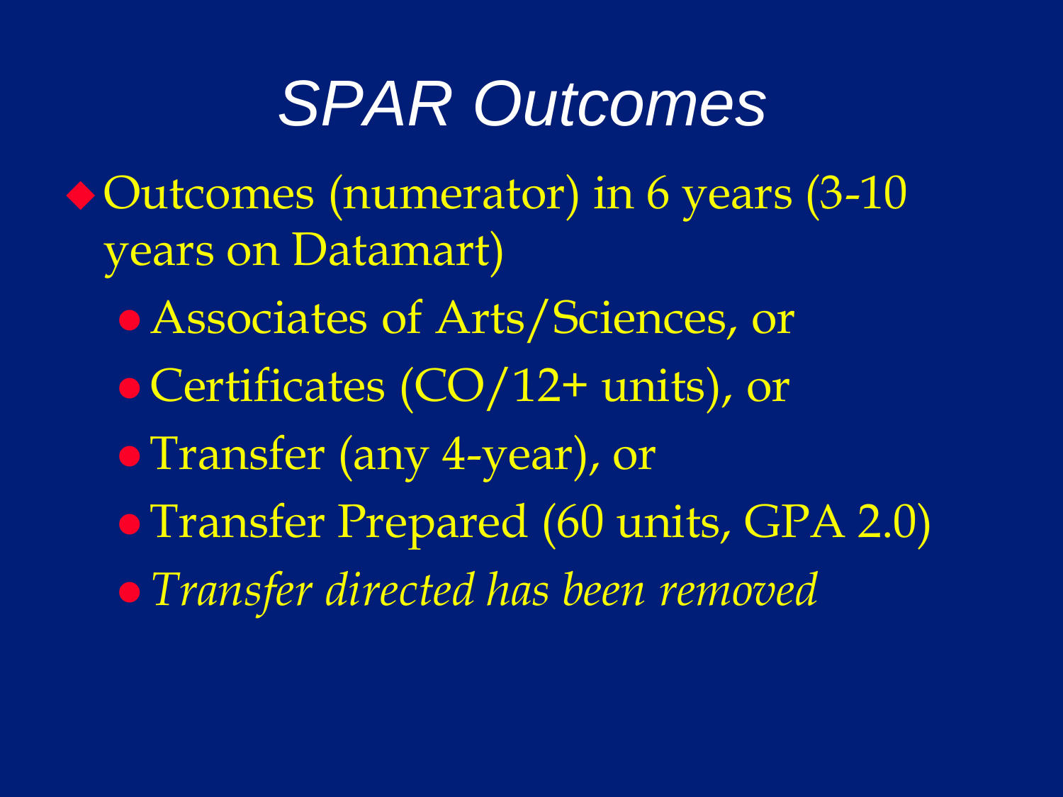# *SPAR Outcomes*

- Outcomes (numerator) in 6 years (3-10 years on Datamart)
  - Associates of Arts/Sciences, or
  - Certificates (CO/12+ units), or
  - Transfer (any 4-year), or
  - Transfer Prepared (60 units, GPA 2.0)
  - *Transfer directed has been removed*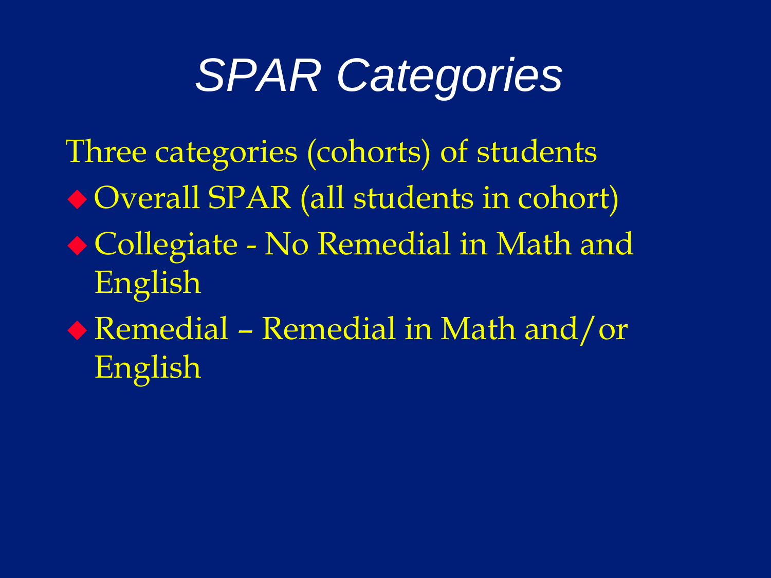# *SPAR Categories*

Three categories (cohorts) of students

- Overall SPAR (all students in cohort)
- Collegiate - No Remedial in Math and English
- Remedial – Remedial in Math and/or English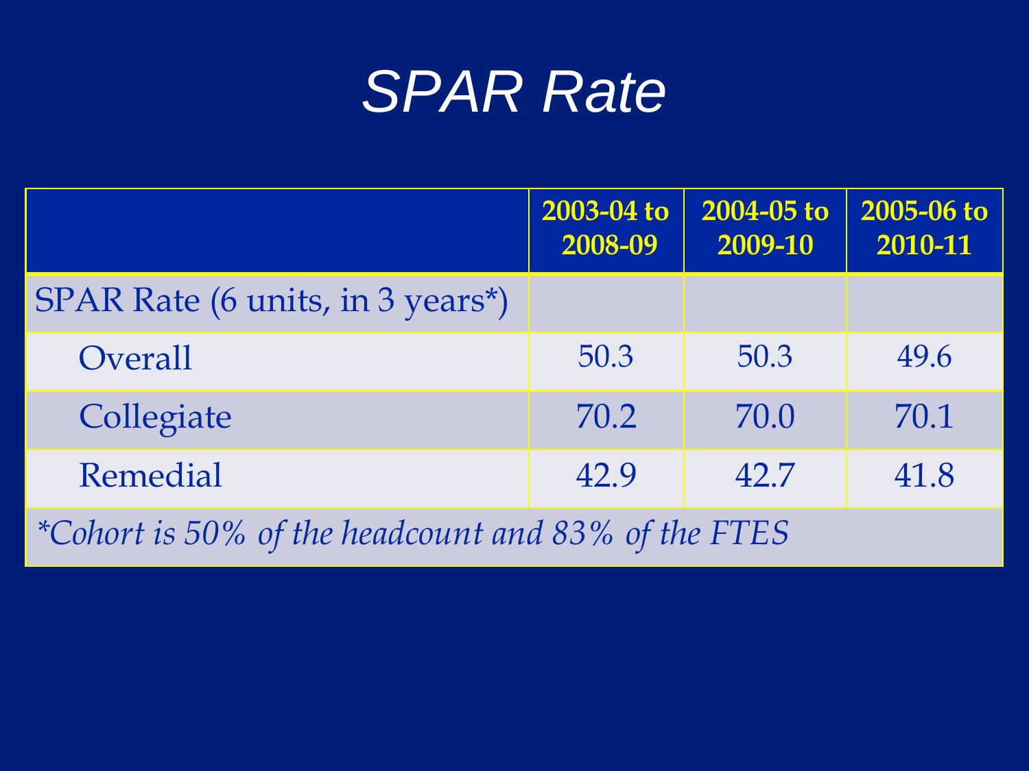# SPAR Rate

| | 2003-04 to 2008-09 | 2004-05 to 2009-10 | 2005-06 to 2010-11 |
|---|---|---|---|
| SPAR Rate (6 units, in 3 years*) | | | |
| Overall | 50.3 | 50.3 | 49.6 |
| Collegiate | 70.2 | 70.0 | 70.1 |
| Remedial | 42.9 | 42.7 | 41.8 |
| *Cohort is 50% of the headcount and 83% of the FTES* | | | |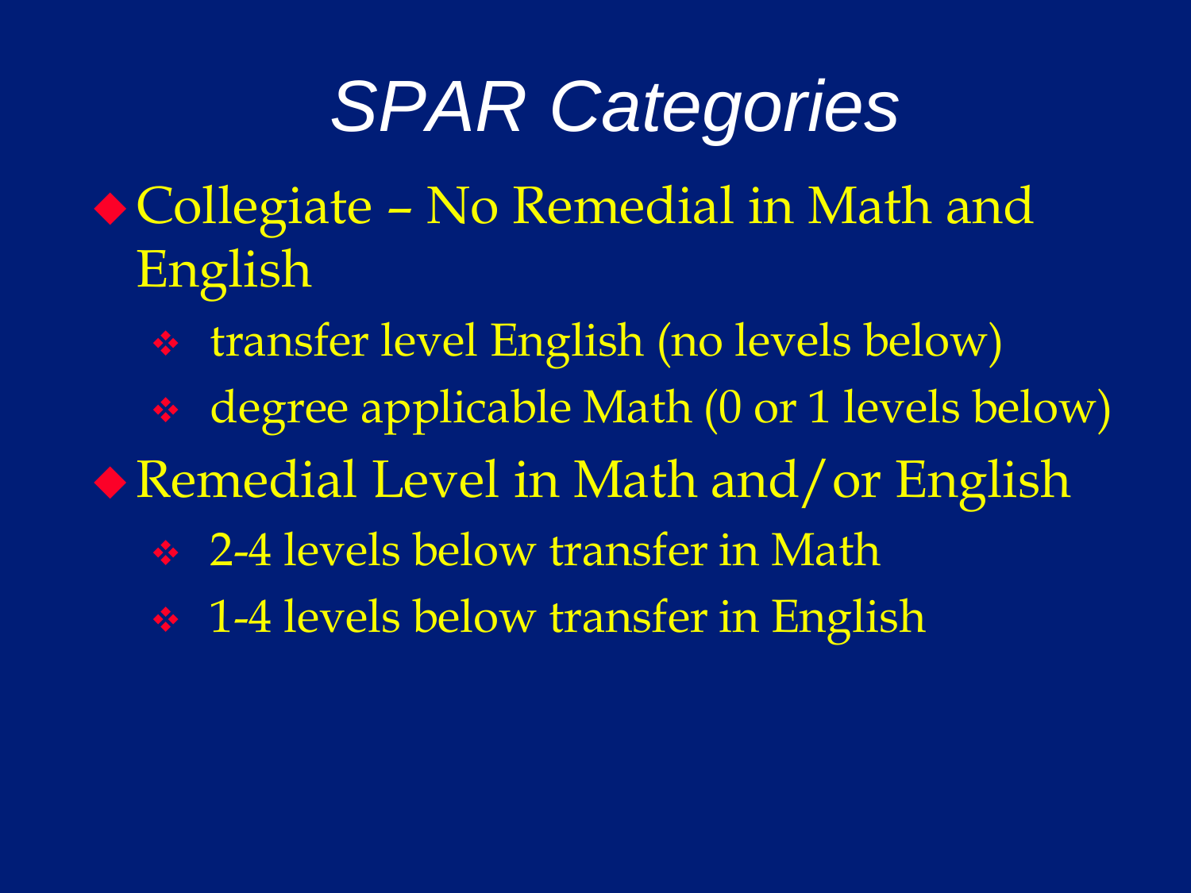# *SPAR Categories*

- Collegiate – No Remedial in Math and English
  - transfer level English (no levels below)
  - degree applicable Math (0 or 1 levels below)
- Remedial Level in Math and/or English
  - 2-4 levels below transfer in Math
  - 1-4 levels below transfer in English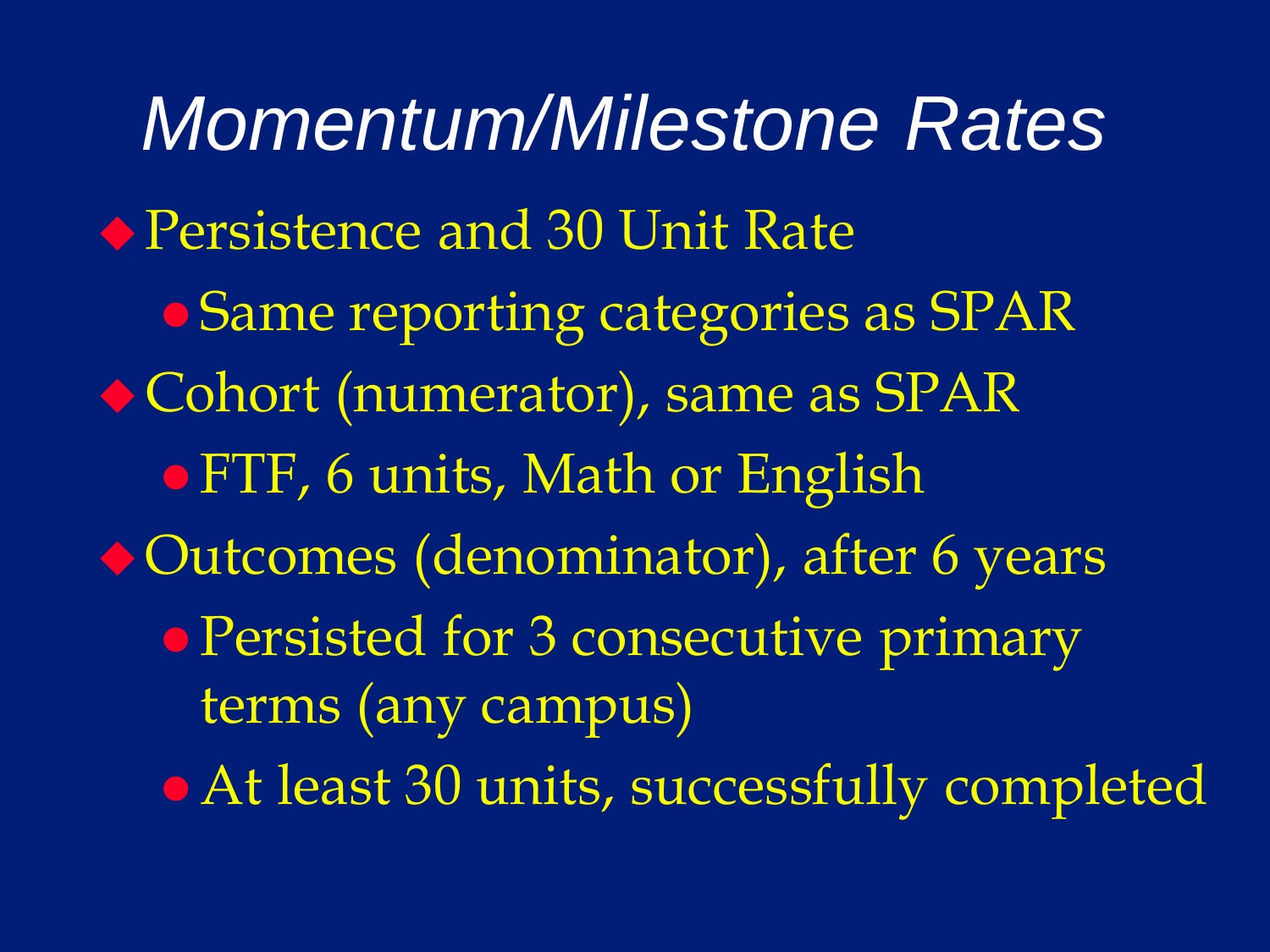# *Momentum/Milestone Rates*

- Persistence and 30 Unit Rate
  - Same reporting categories as SPAR
- Cohort (numerator), same as SPAR
  - FTF, 6 units, Math or English
- Outcomes (denominator), after 6 years
  - Persisted for 3 consecutive primary terms (any campus)
  - At least 30 units, successfully completed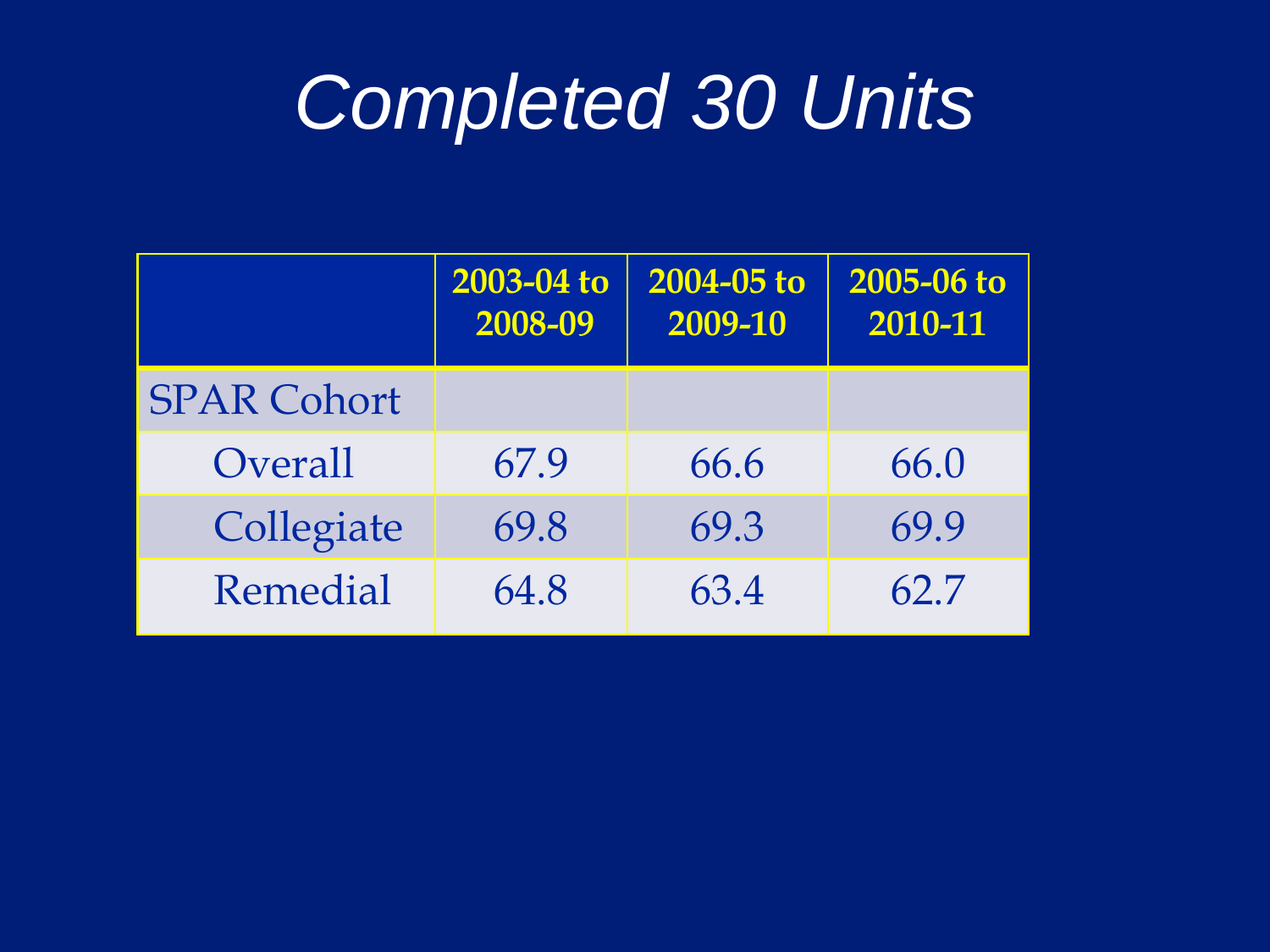# *Completed 30 Units*

| | 2003-04 to 2008-09 | 2004-05 to 2009-10 | 2005-06 to 2010-11 |
|---|---|---|---|
| SPAR Cohort | | | |
| Overall | 67.9 | 66.6 | 66.0 |
| Collegiate | 69.8 | 69.3 | 69.9 |
| Remedial | 64.8 | 63.4 | 62.7 |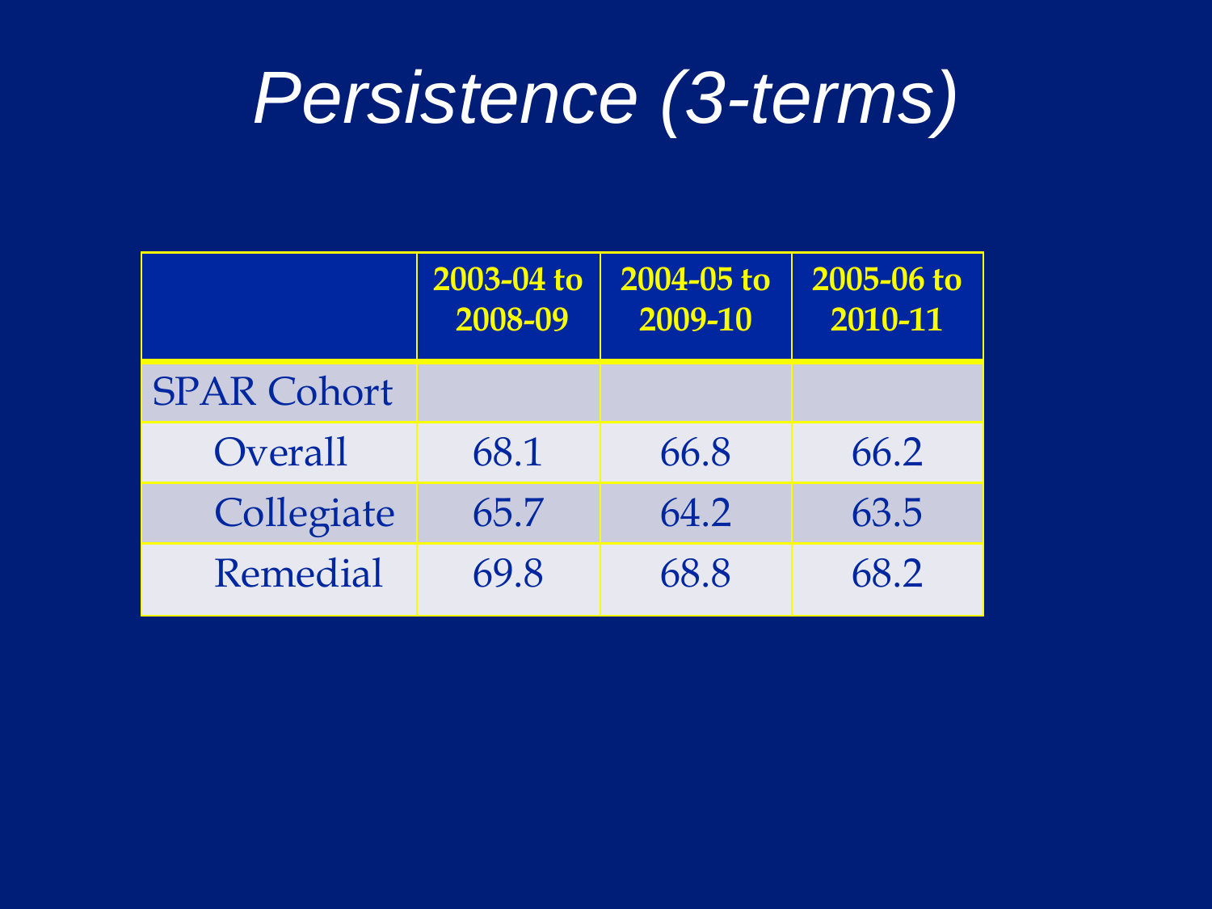# *Persistence (3-terms)*

| | 2003-04 to 2008-09 | 2004-05 to 2009-10 | 2005-06 to 2010-11 |
|---|---|---|---|
| SPAR Cohort | | | |
| Overall | 68.1 | 66.8 | 66.2 |
| Collegiate | 65.7 | 64.2 | 63.5 |
| Remedial | 69.8 | 68.8 | 68.2 |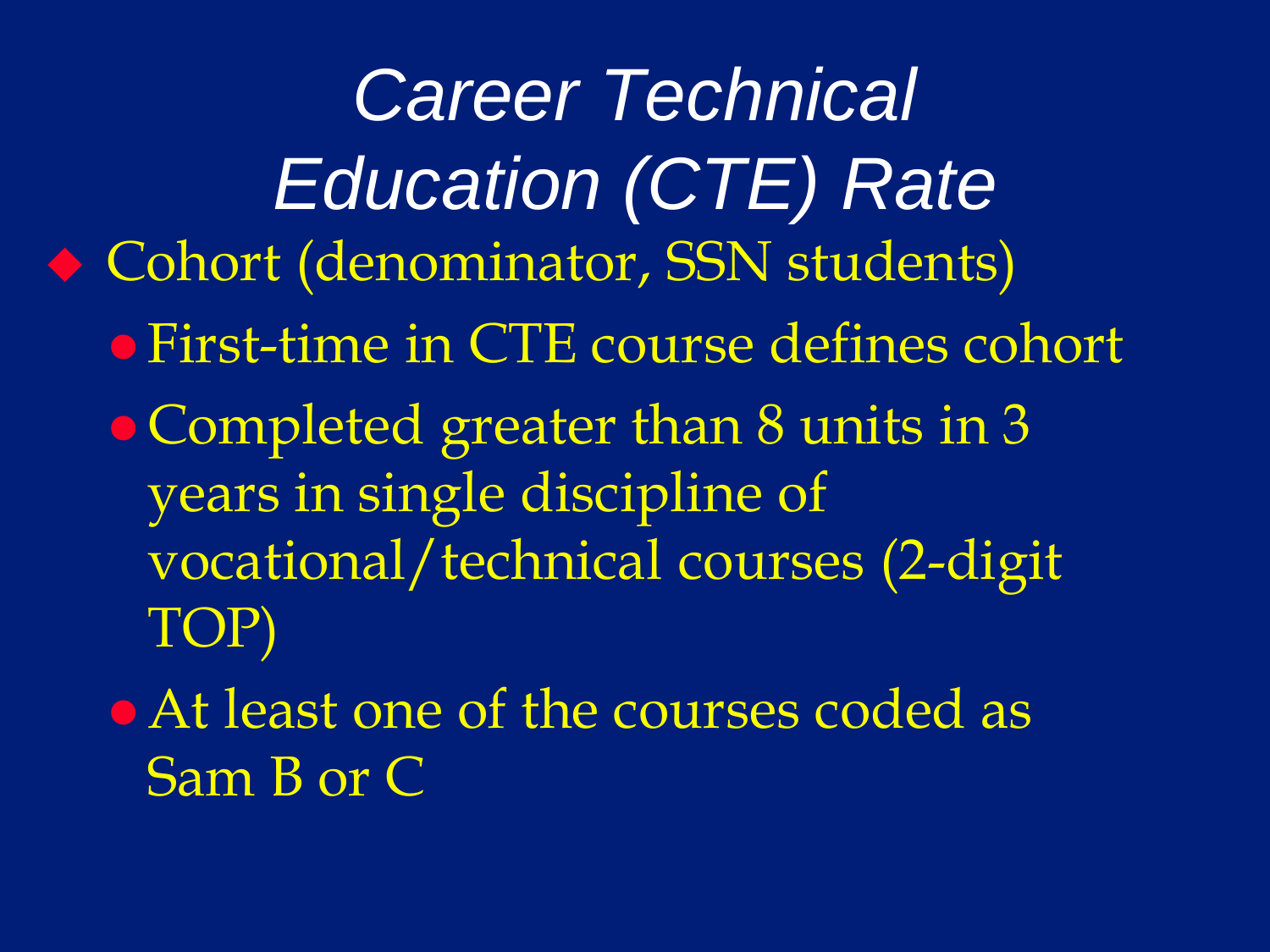# *Career Technical Education (CTE) Rate*

- Cohort (denominator, SSN students)
  - First-time in CTE course defines cohort
  - Completed greater than 8 units in 3 years in single discipline of vocational/technical courses (2-digit TOP)
  - At least one of the courses coded as Sam B or C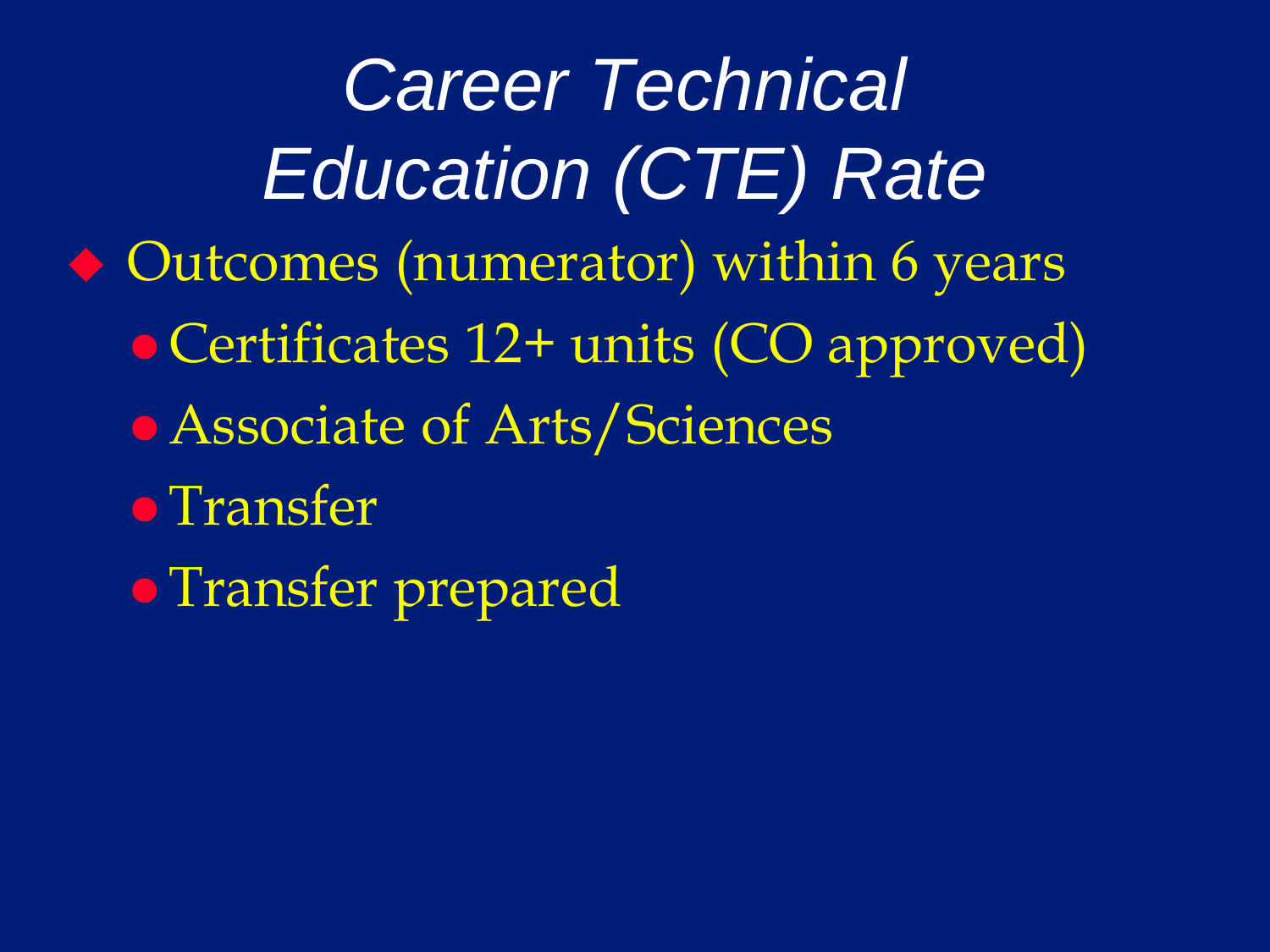# *Career Technical Education (CTE) Rate*

- Outcomes (numerator) within 6 years
  - Certificates 12+ units (CO approved)
  - Associate of Arts/Sciences
  - Transfer
  - Transfer prepared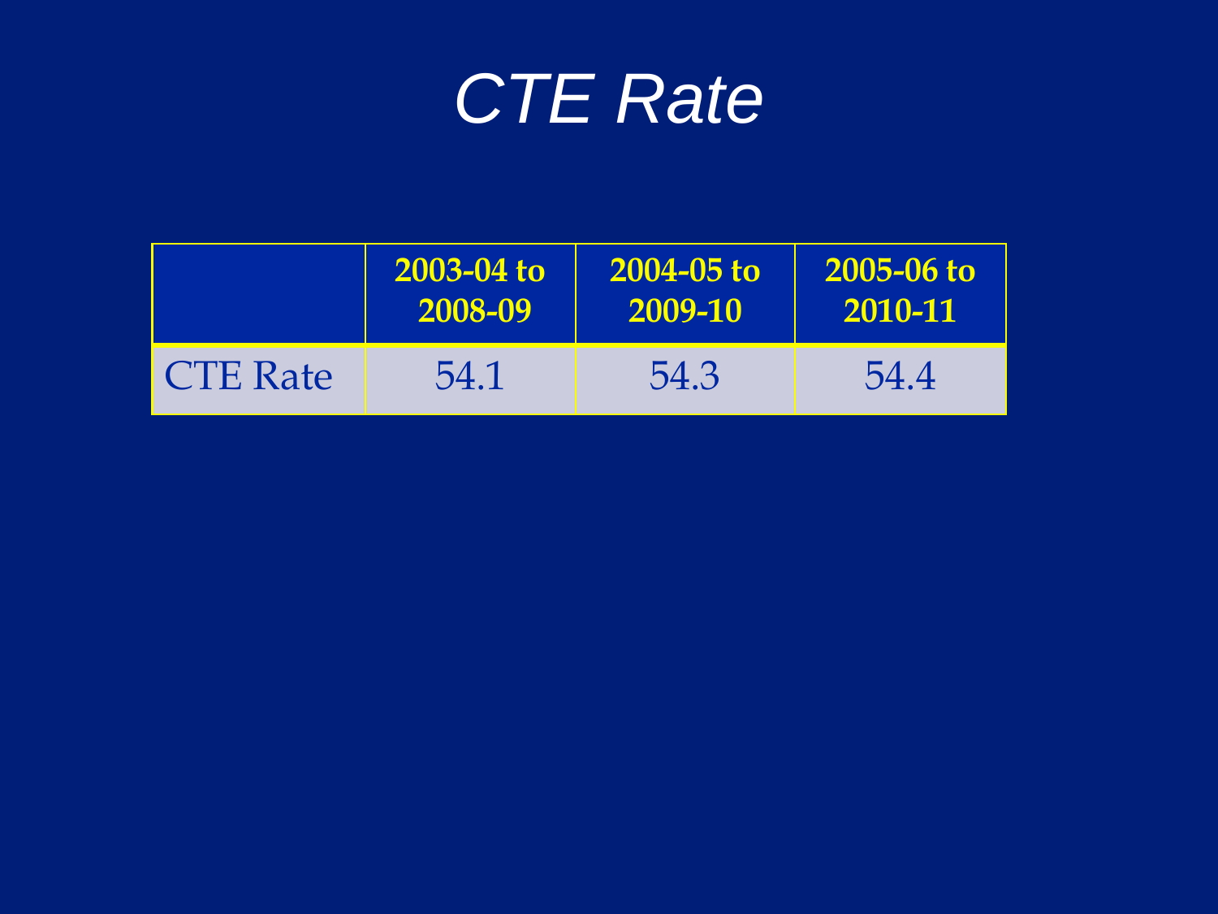# CTE Rate

| | 2003-04 to 2008-09 | 2004-05 to 2009-10 | 2005-06 to 2010-11 |
|---|---|---|---|
| CTE Rate | 54.1 | 54.3 | 54.4 |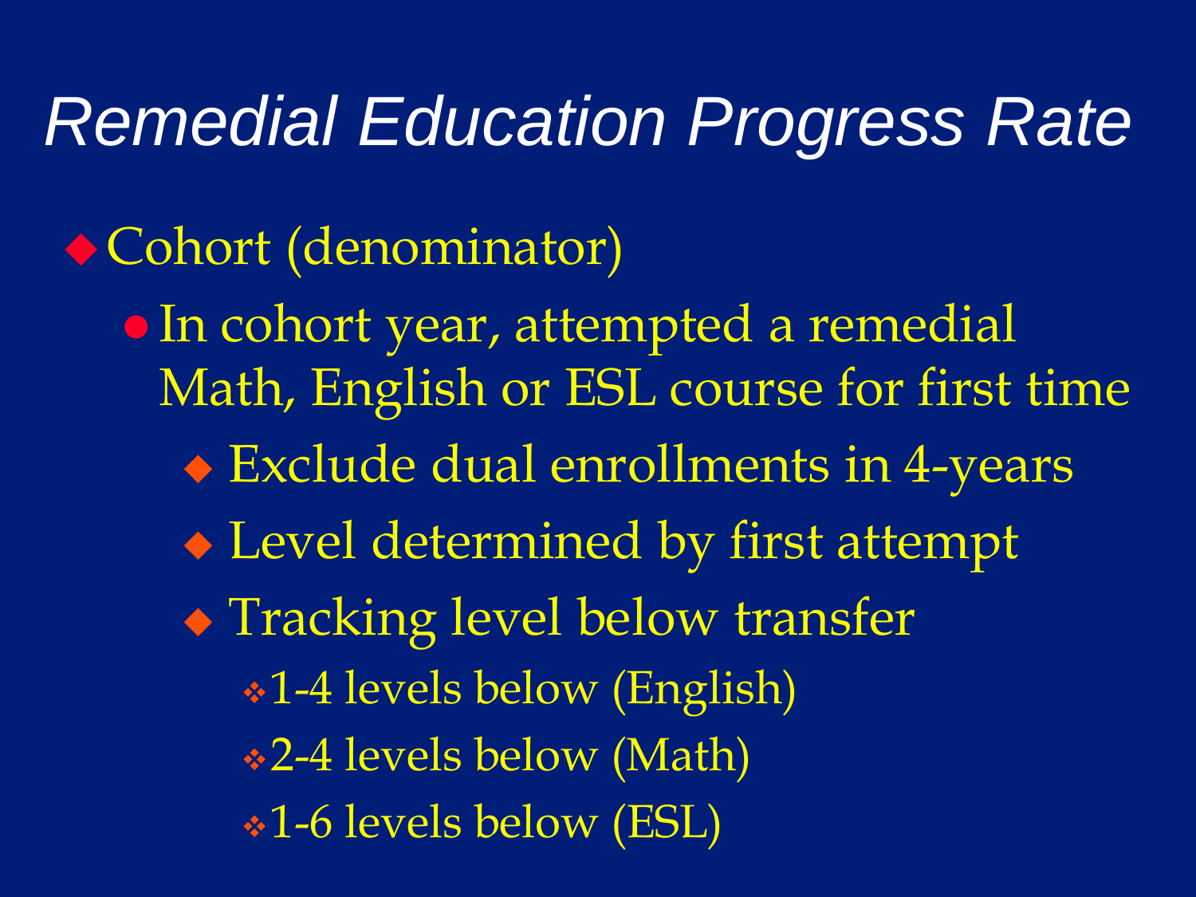# Remedial Education Progress Rate

- Cohort (denominator)
  - In cohort year, attempted a remedial Math, English or ESL course for first time
    - Exclude dual enrollments in 4-years
    - Level determined by first attempt
    - Tracking level below transfer
      - 1-4 levels below (English)
      - 2-4 levels below (Math)
      - 1-6 levels below (ESL)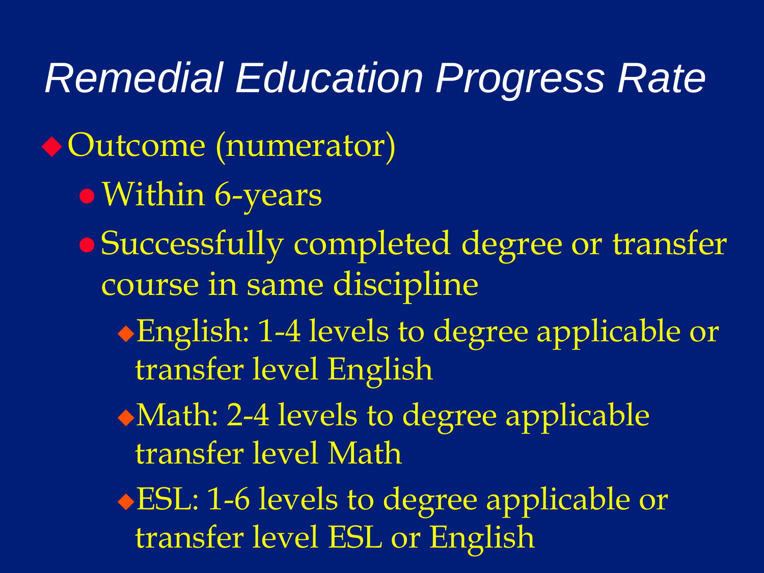# *Remedial Education Progress Rate*

- Outcome (numerator)
  - Within 6-years
  - Successfully completed degree or transfer course in same discipline
    - English: 1-4 levels to degree applicable or transfer level English
    - Math: 2-4 levels to degree applicable transfer level Math
    - ESL: 1-6 levels to degree applicable or transfer level ESL or English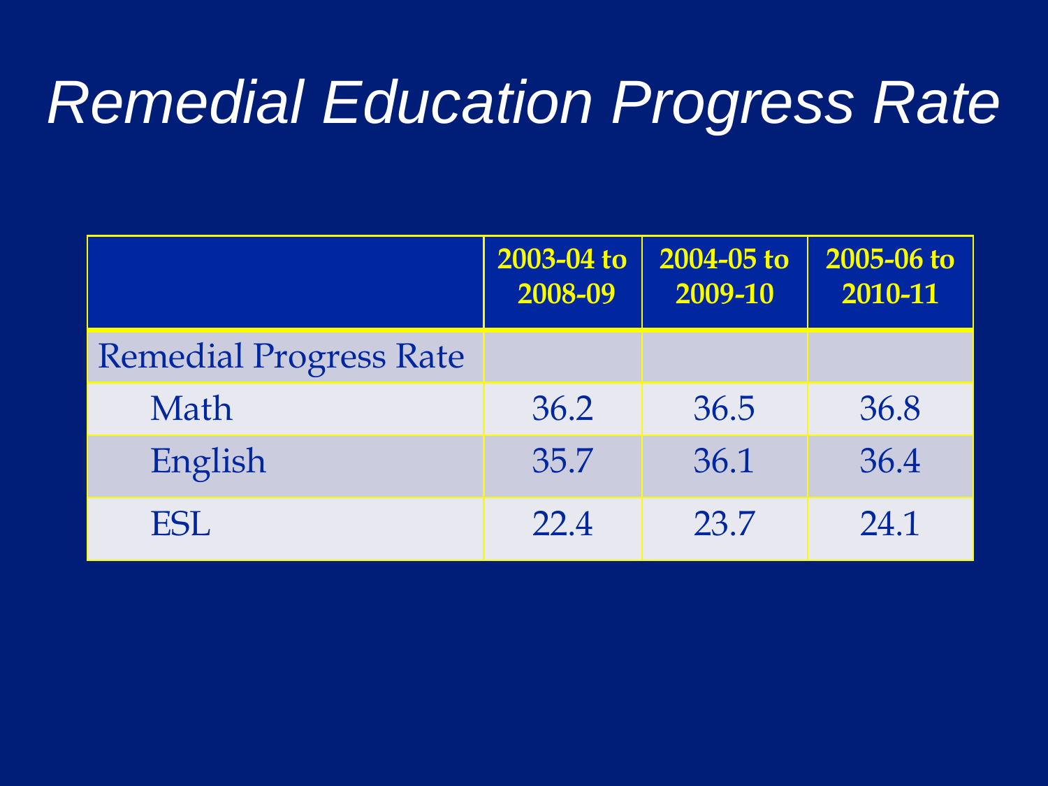# *Remedial Education Progress Rate*

| | 2003-04 to 2008-09 | 2004-05 to 2009-10 | 2005-06 to 2010-11 |
|---|---|---|---|
| Remedial Progress Rate | | | |
| Math | 36.2 | 36.5 | 36.8 |
| English | 35.7 | 36.1 | 36.4 |
| ESL | 22.4 | 23.7 | 24.1 |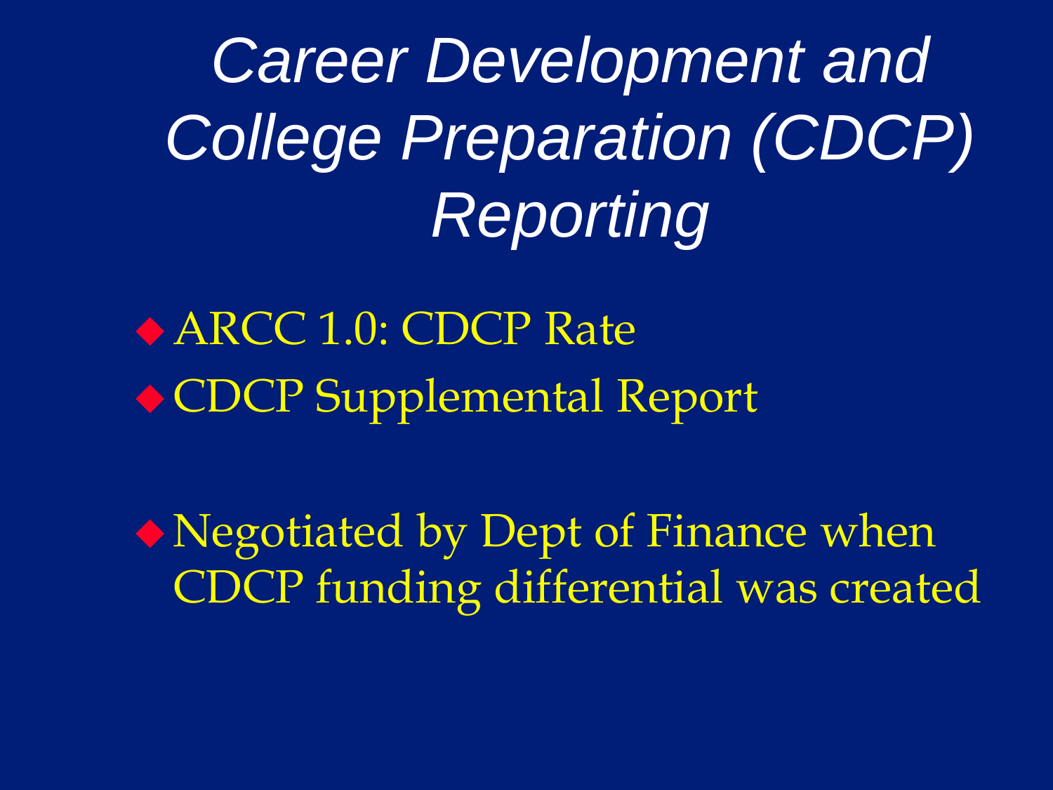# *Career Development and College Preparation (CDCP) Reporting*

- ARCC 1.0: CDCP Rate
- CDCP Supplemental Report

- Negotiated by Dept of Finance when CDCP funding differential was created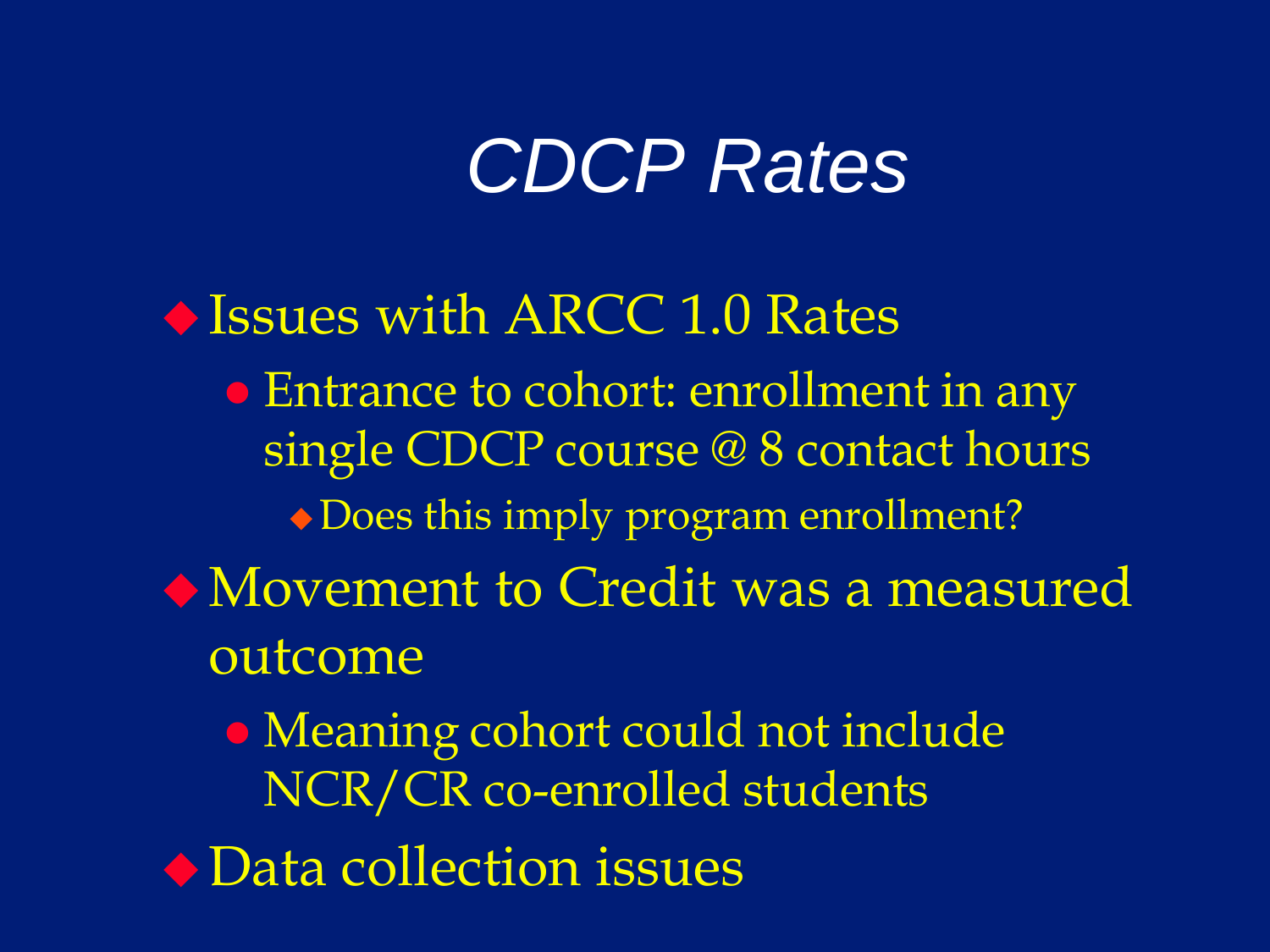# CDCP Rates

- Issues with ARCC 1.0 Rates
  - Entrance to cohort: enrollment in any single CDCP course @ 8 contact hours
    - Does this imply program enrollment?
- Movement to Credit was a measured outcome
  - Meaning cohort could not include NCR/CR co-enrolled students
- Data collection issues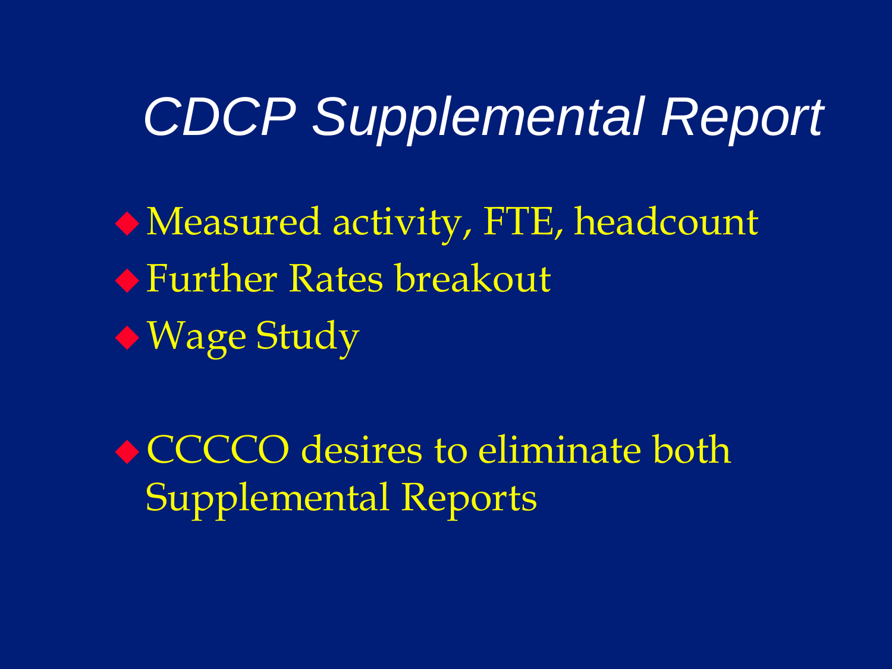# *CDCP Supplemental Report*

- Measured activity, FTE, headcount
- Further Rates breakout
- Wage Study

- CCCCO desires to eliminate both Supplemental Reports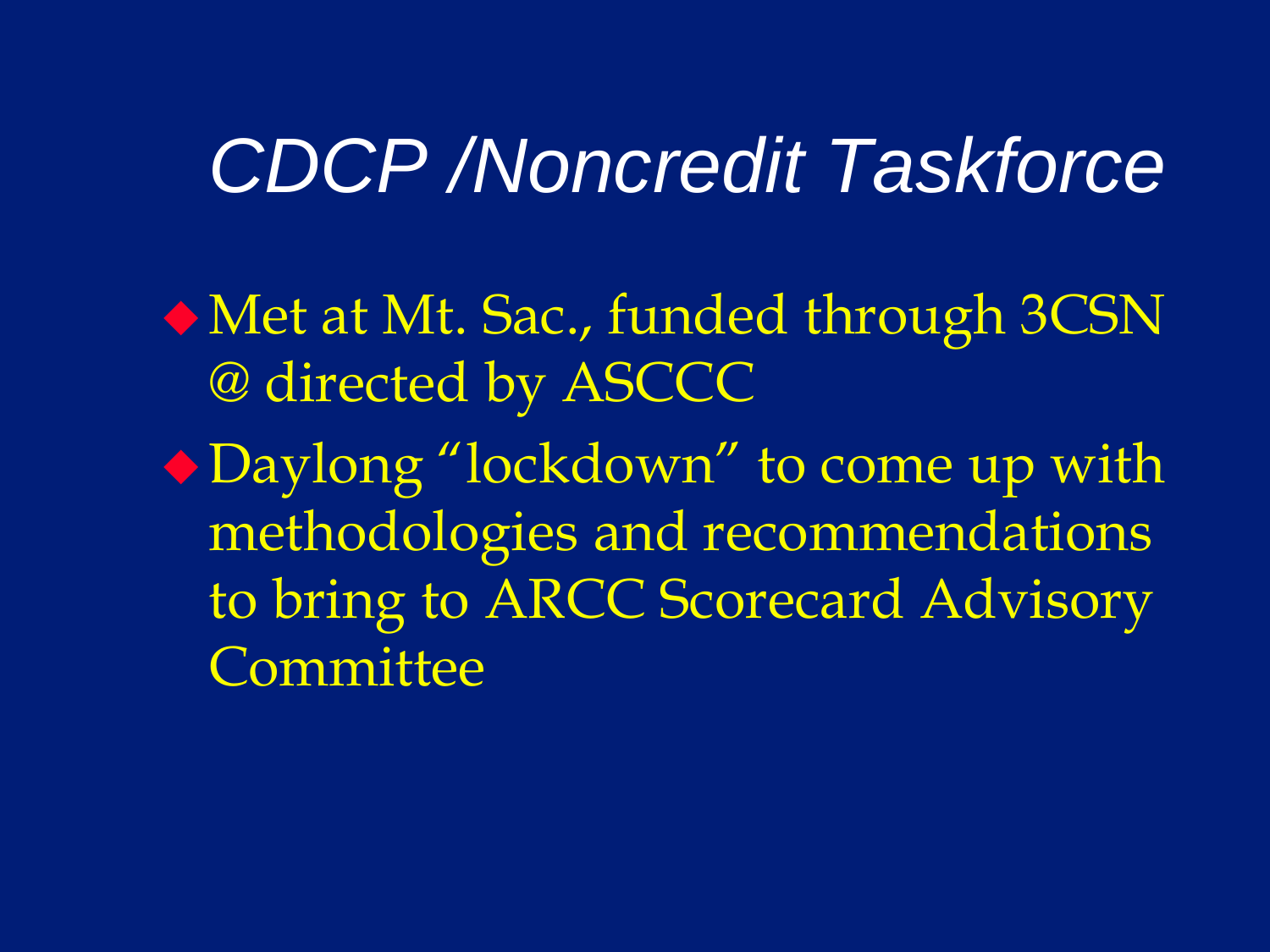# *CDCP /Noncredit Taskforce*

- Met at Mt. Sac., funded through 3CSN @ directed by ASCCC
- Daylong “lockdown” to come up with methodologies and recommendations to bring to ARCC Scorecard Advisory Committee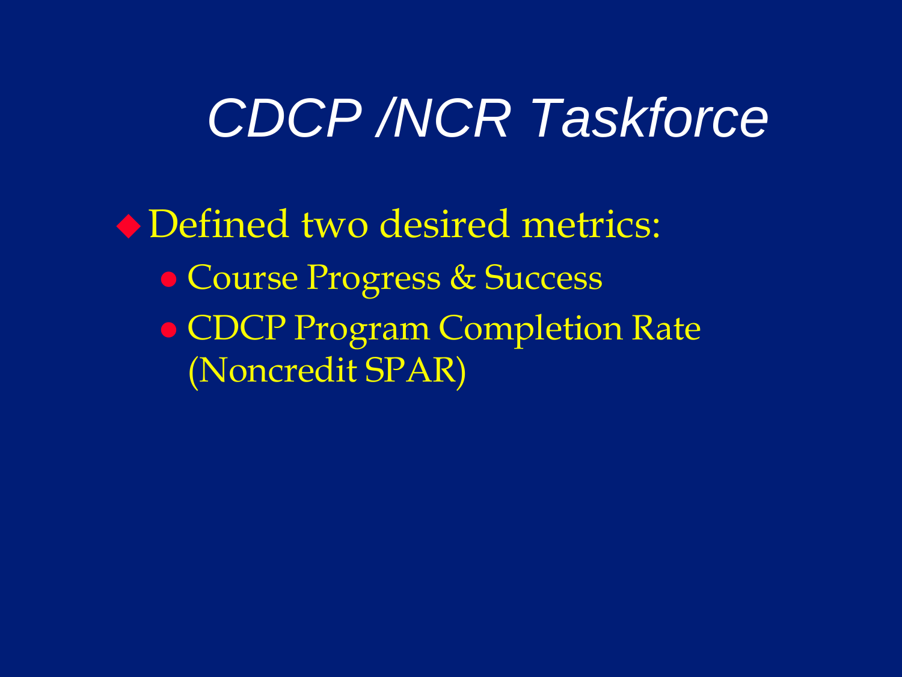# *CDCP /NCR Taskforce*

- Defined two desired metrics:
  - Course Progress & Success
  - CDCP Program Completion Rate (Noncredit SPAR)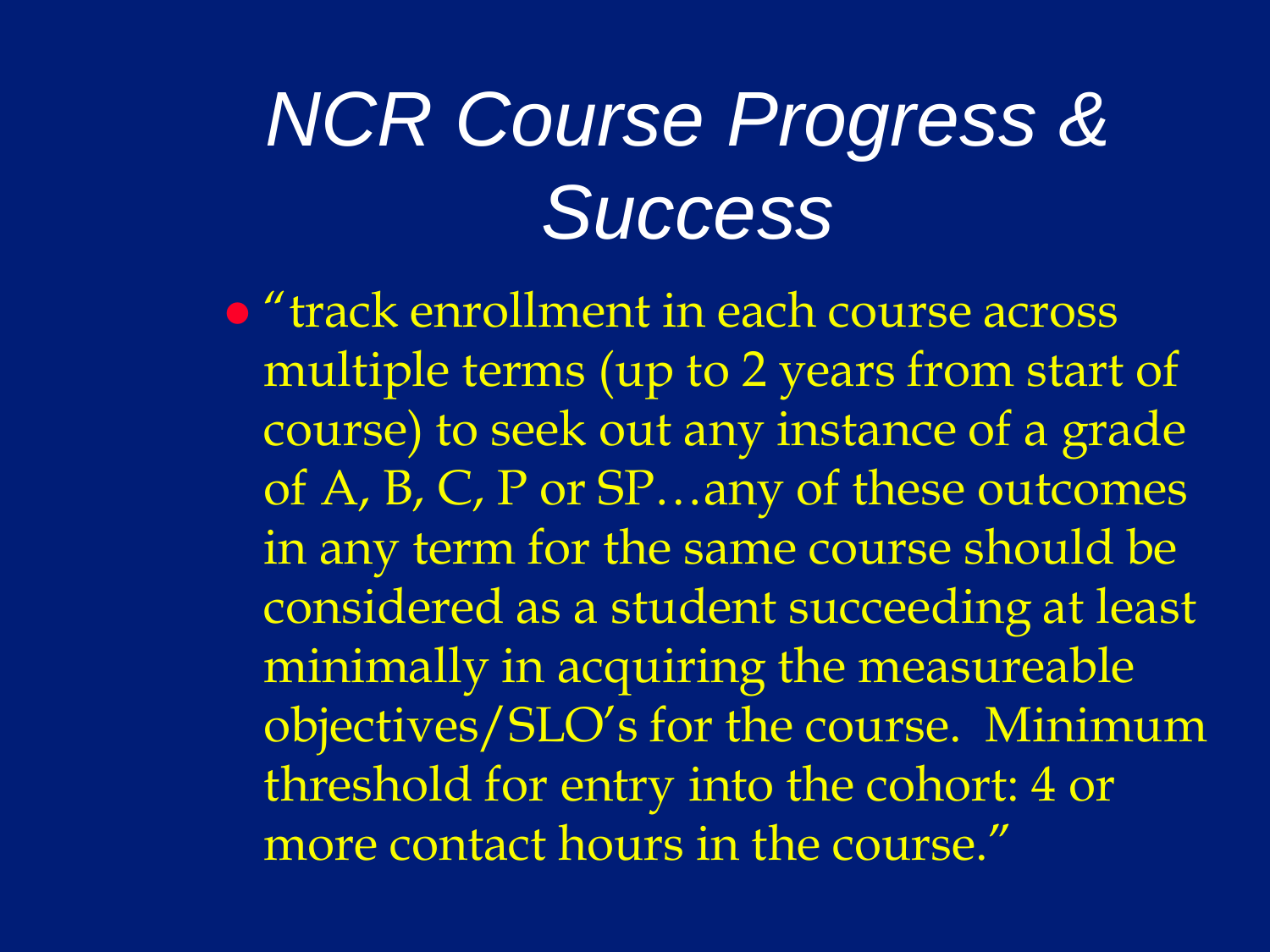# *NCR Course Progress & Success*

- "track enrollment in each course across multiple terms (up to 2 years from start of course) to seek out any instance of a grade of A, B, C, P or SP…any of these outcomes in any term for the same course should be considered as a student succeeding at least minimally in acquiring the measureable objectives/SLO's for the course. Minimum threshold for entry into the cohort: 4 or more contact hours in the course."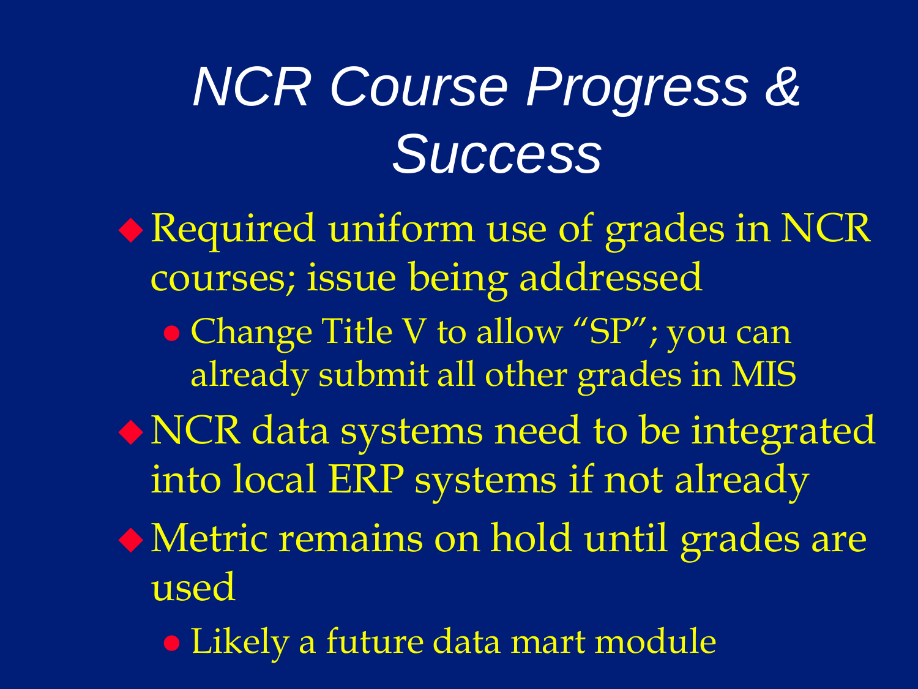# *NCR Course Progress & Success*

- Required uniform use of grades in NCR courses; issue being addressed
  - Change Title V to allow "SP"; you can already submit all other grades in MIS
- NCR data systems need to be integrated into local ERP systems if not already
- Metric remains on hold until grades are used
  - Likely a future data mart module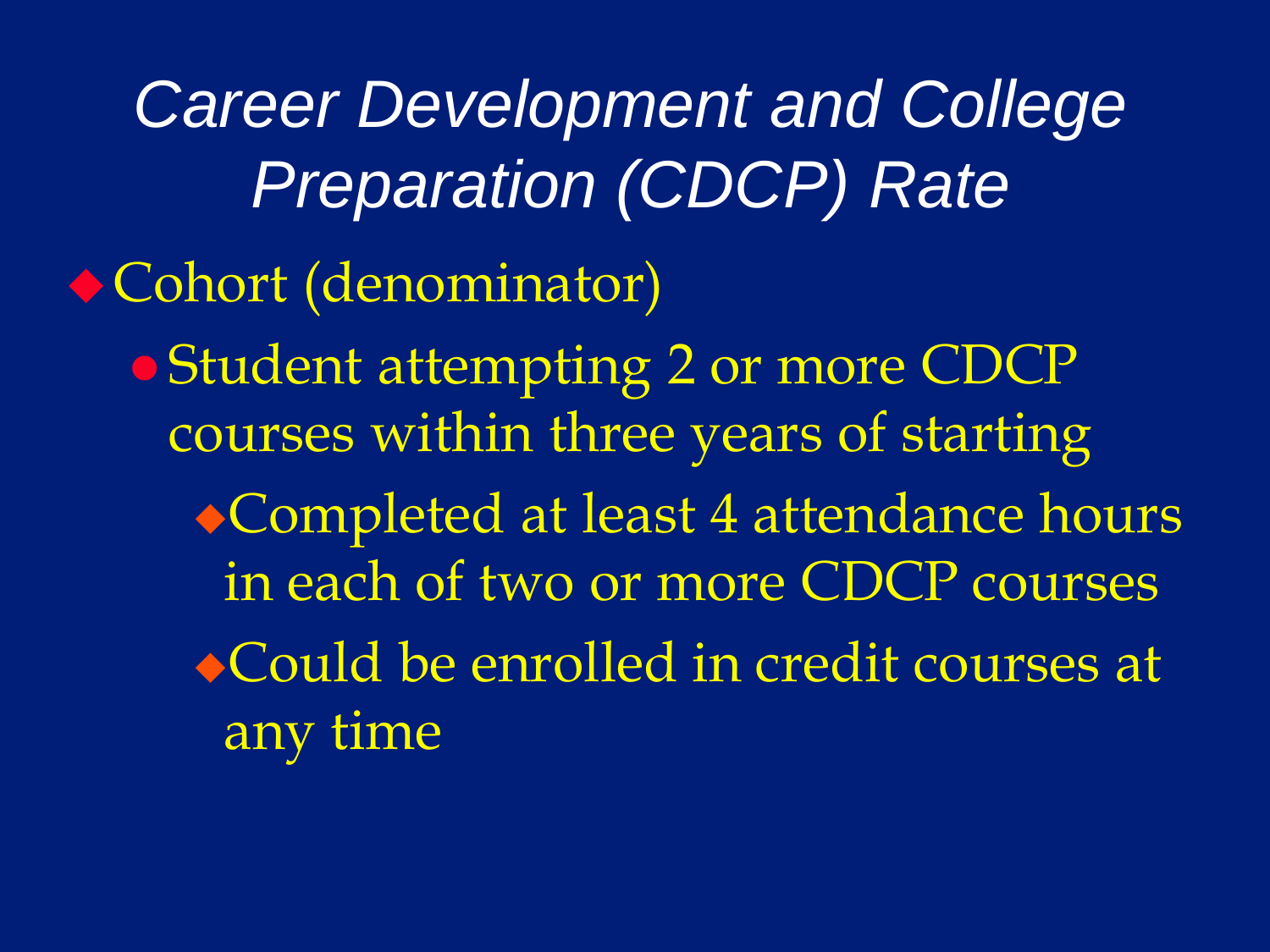# *Career Development and College Preparation (CDCP) Rate*

- Cohort (denominator)
  - Student attempting 2 or more CDCP courses within three years of starting
    - Completed at least 4 attendance hours in each of two or more CDCP courses
    - Could be enrolled in credit courses at any time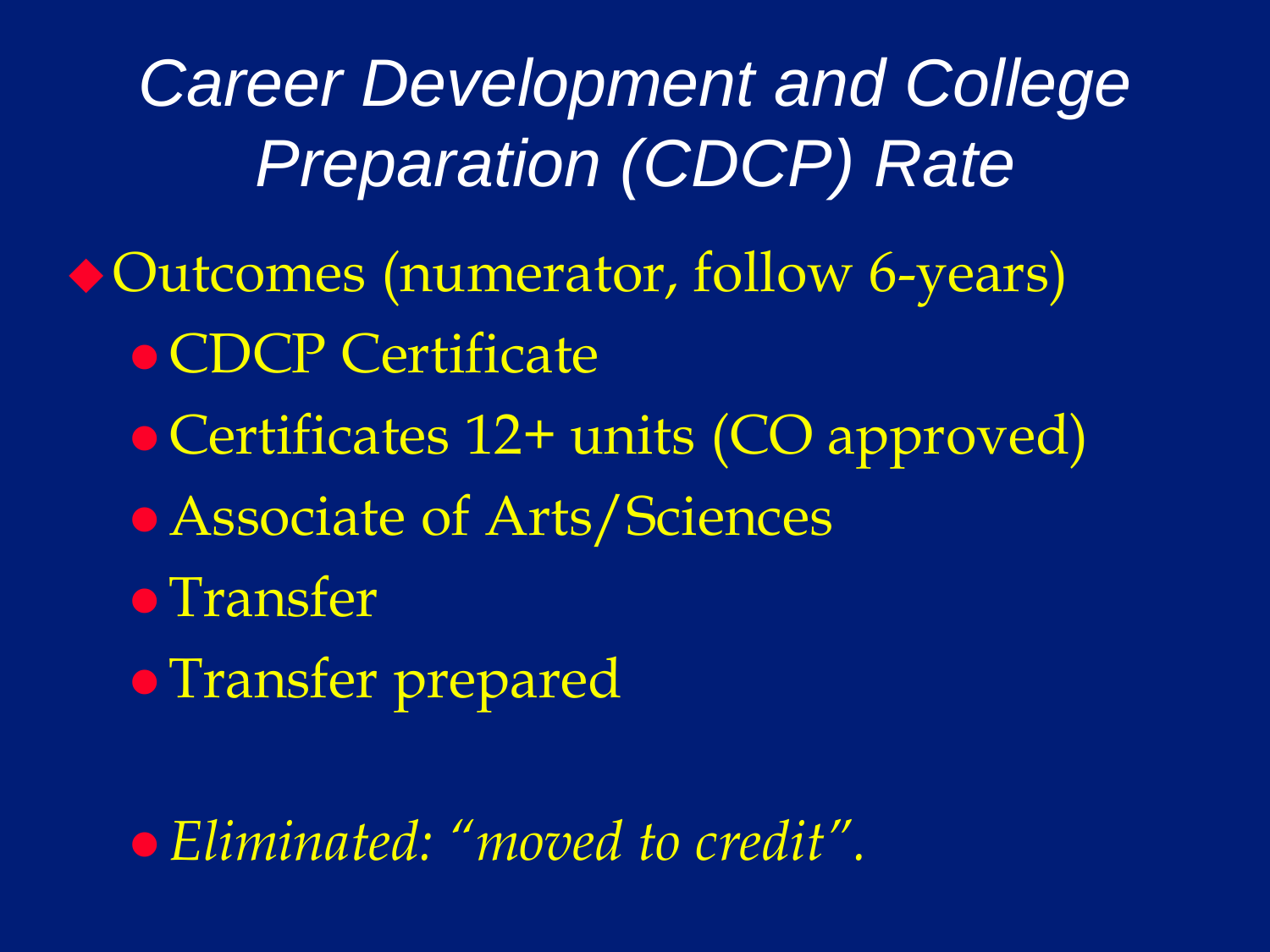# *Career Development and College Preparation (CDCP) Rate*

- Outcomes (numerator, follow 6-years)
  - CDCP Certificate
  - Certificates 12+ units (CO approved)
  - Associate of Arts/Sciences
  - Transfer
  - Transfer prepared

  - *Eliminated: "moved to credit".*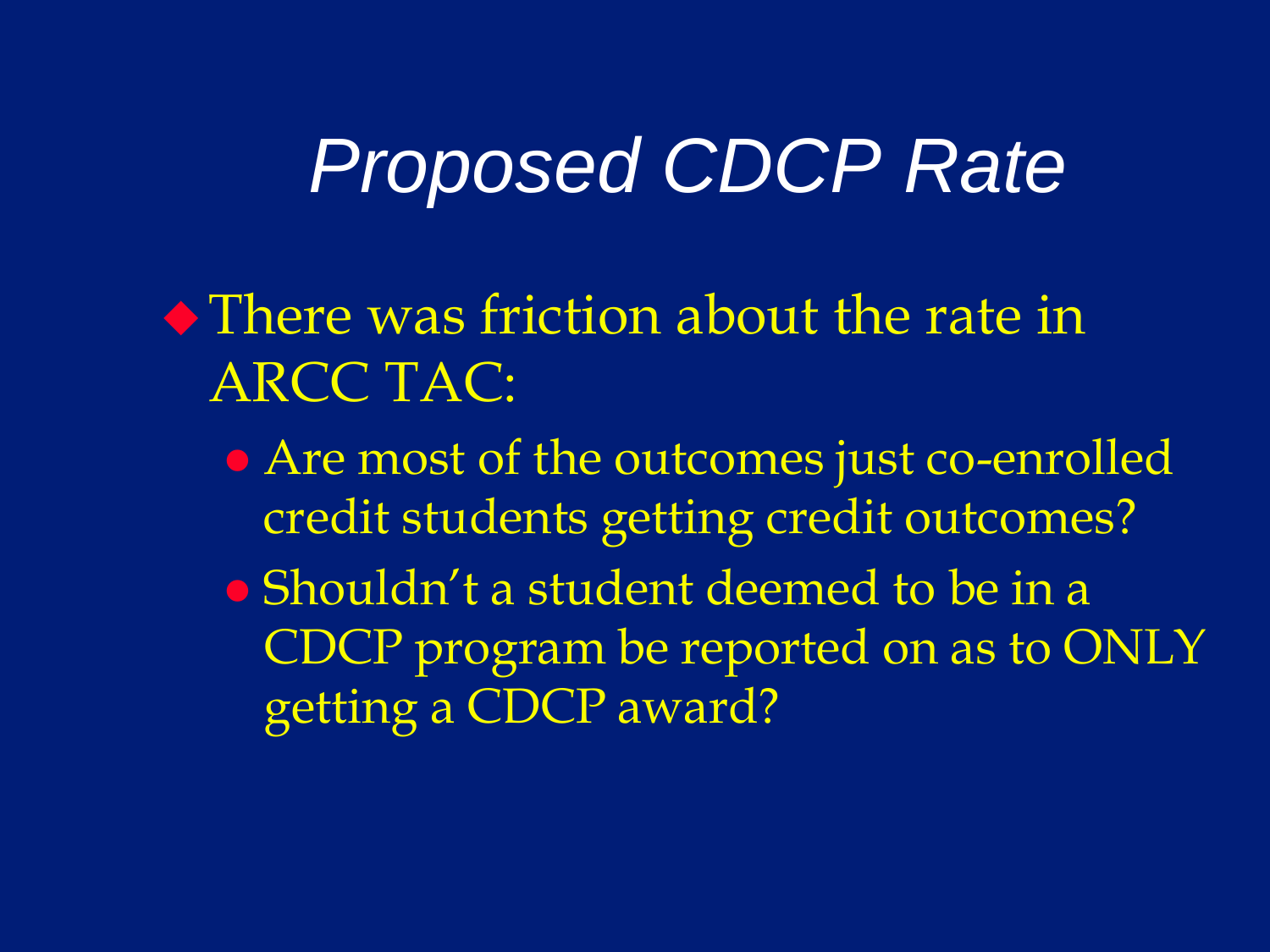# *Proposed CDCP Rate*

- There was friction about the rate in ARCC TAC:
  - Are most of the outcomes just co-enrolled credit students getting credit outcomes?
  - Shouldn't a student deemed to be in a CDCP program be reported on as to ONLY getting a CDCP award?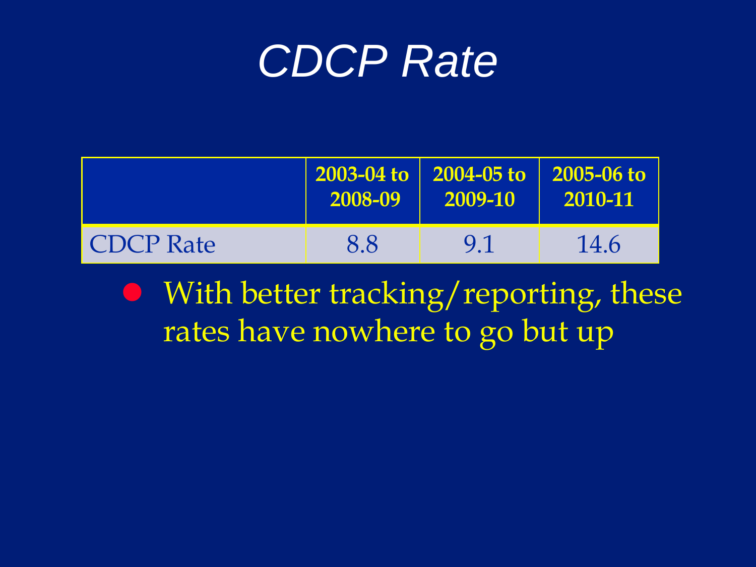# CDCP Rate

| | 2003-04 to 2008-09 | 2004-05 to 2009-10 | 2005-06 to 2010-11 |
|---|---|---|---|
| CDCP Rate | 8.8 | 9.1 | 14.6 |

- With better tracking/reporting, these rates have nowhere to go but up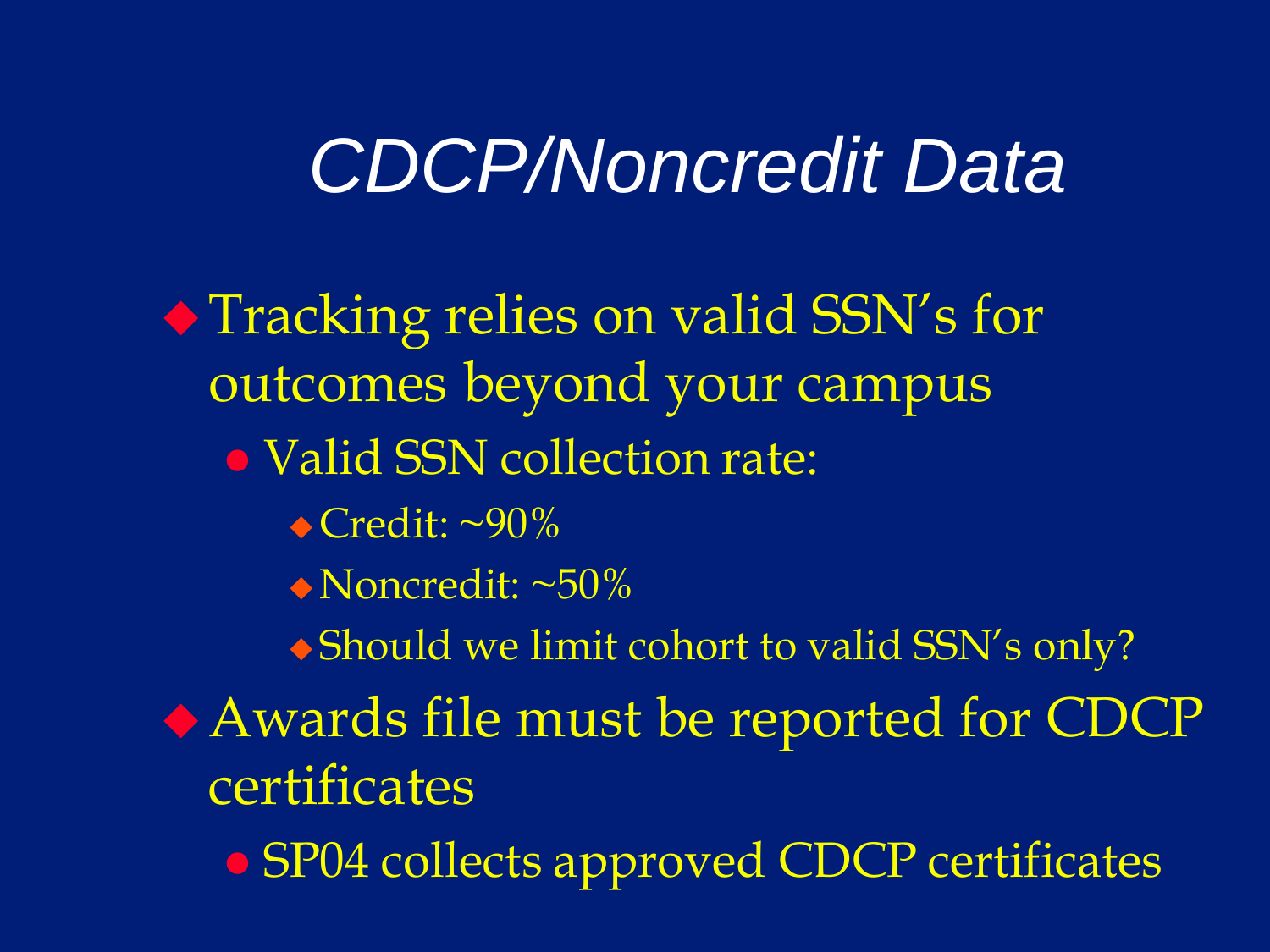# CDCP/Noncredit Data

- Tracking relies on valid SSN's for outcomes beyond your campus
  - Valid SSN collection rate:
    - Credit: ~90%
    - Noncredit: ~50%
    - Should we limit cohort to valid SSN's only?
- Awards file must be reported for CDCP certificates
  - SP04 collects approved CDCP certificates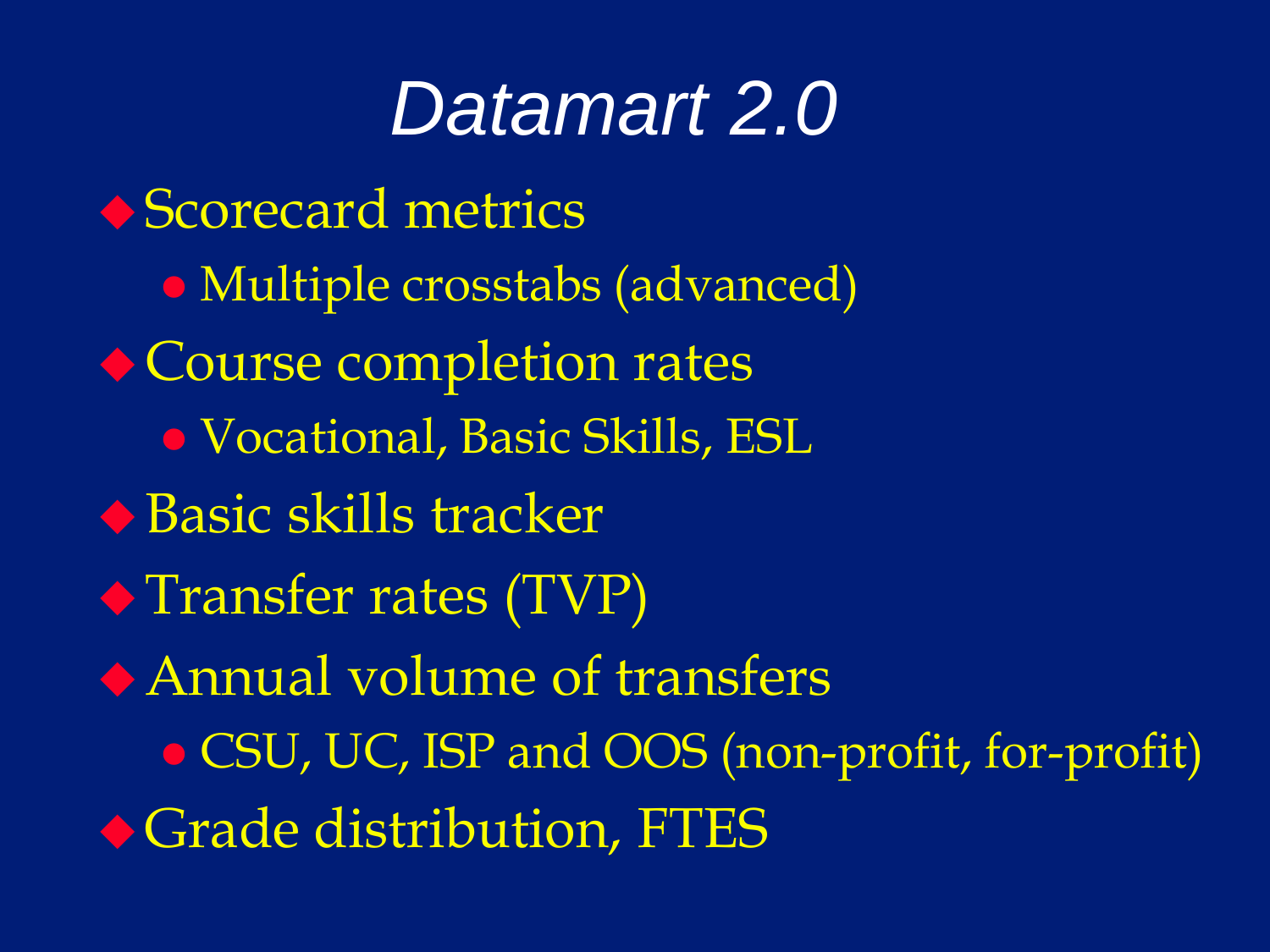# *Datamart 2.0*

- Scorecard metrics
  - Multiple crosstabs (advanced)
- Course completion rates
  - Vocational, Basic Skills, ESL
- Basic skills tracker
- Transfer rates (TVP)
- Annual volume of transfers
  - CSU, UC, ISP and OOS (non-profit, for-profit)
- Grade distribution, FTES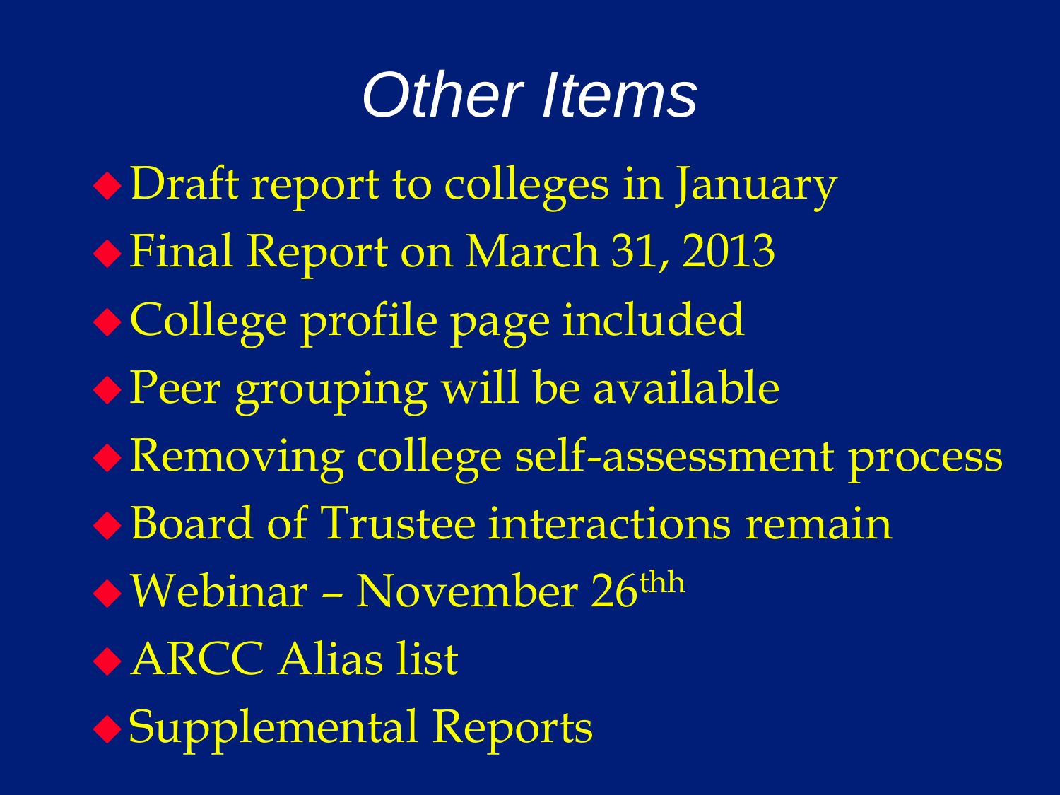# Other Items

- Draft report to colleges in January
- Final Report on March 31, 2013
- College profile page included
- Peer grouping will be available
- Removing college self-assessment process
- Board of Trustee interactions remain
- Webinar – November 26thh
- ARCC Alias list
- Supplemental Reports